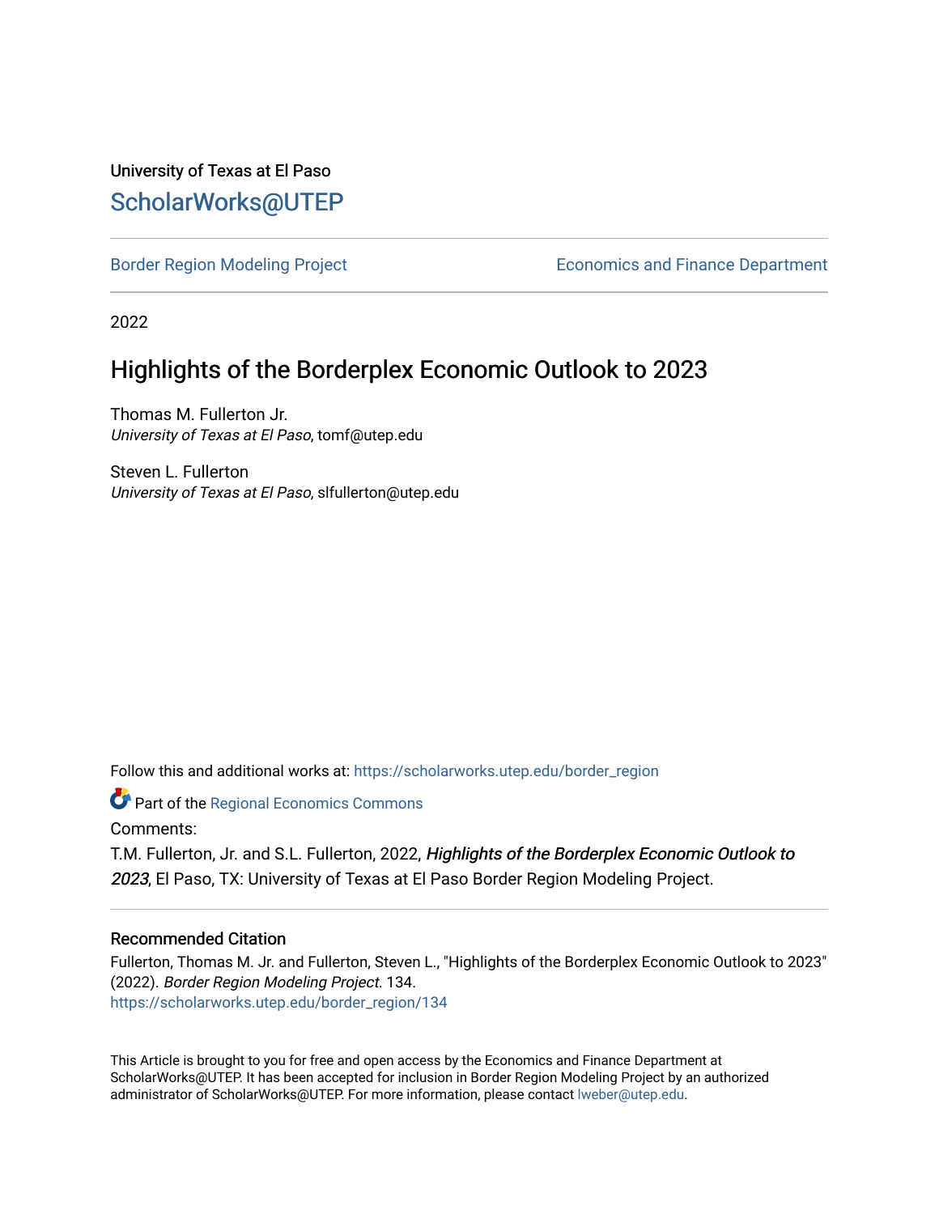University of Texas at El Paso

ScholarWorks@UTEP

Border Region Modeling Project | Economics and Finance Department

2022

# Highlights of the Borderplex Economic Outlook to 2023

Thomas M. Fullerton Jr.
*University of Texas at El Paso*, tomf@utep.edu

Steven L. Fullerton
*University of Texas at El Paso*, slfullerton@utep.edu

Follow this and additional works at: https://scholarworks.utep.edu/border_region

Part of the Regional Economics Commons

Comments:

T.M. Fullerton, Jr. and S.L. Fullerton, 2022, *Highlights of the Borderplex Economic Outlook to 2023*, El Paso, TX: University of Texas at El Paso Border Region Modeling Project.

## Recommended Citation

Fullerton, Thomas M. Jr. and Fullerton, Steven L., "Highlights of the Borderplex Economic Outlook to 2023" (2022). *Border Region Modeling Project*. 134.
https://scholarworks.utep.edu/border_region/134

This Article is brought to you for free and open access by the Economics and Finance Department at ScholarWorks@UTEP. It has been accepted for inclusion in Border Region Modeling Project by an authorized administrator of ScholarWorks@UTEP. For more information, please contact lweber@utep.edu.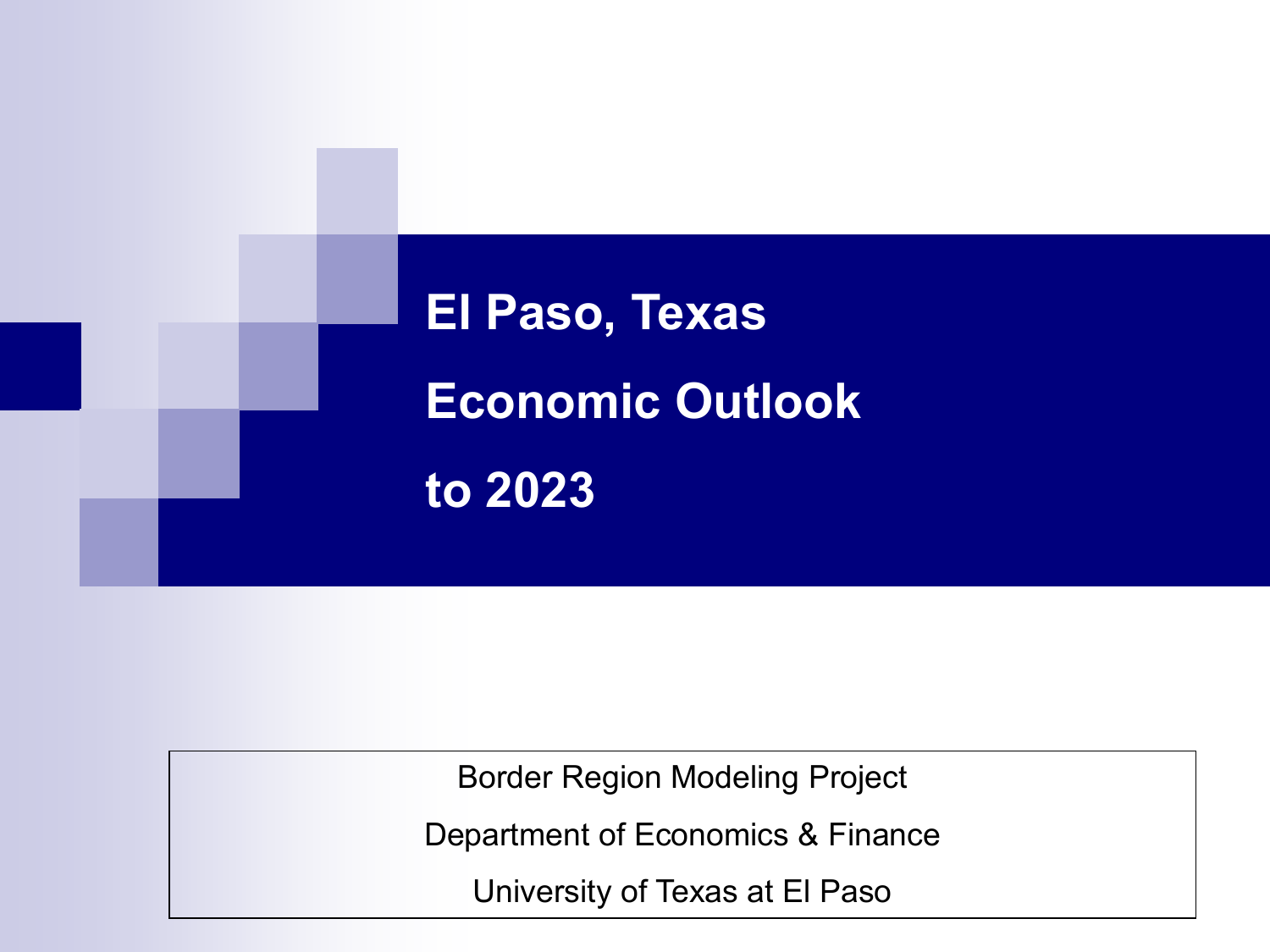# El Paso, Texas Economic Outlook to 2023

Border Region Modeling Project

Department of Economics & Finance

University of Texas at El Paso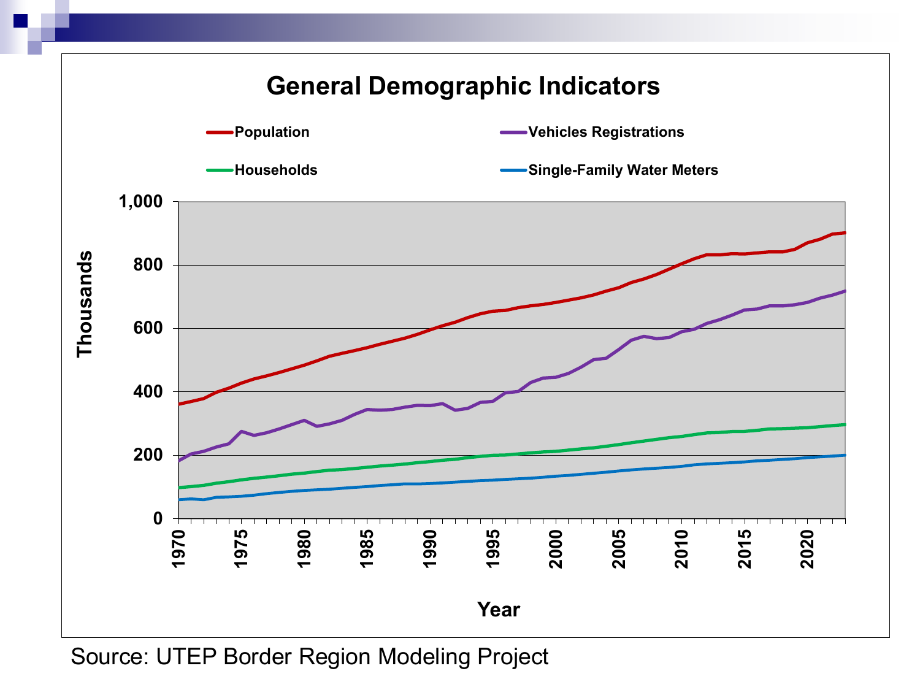# General Demographic Indicators

- Population
- Vehicles Registrations
- Households
- Single-Family Water Meters

Thousands

Year

Source: UTEP Border Region Modeling Project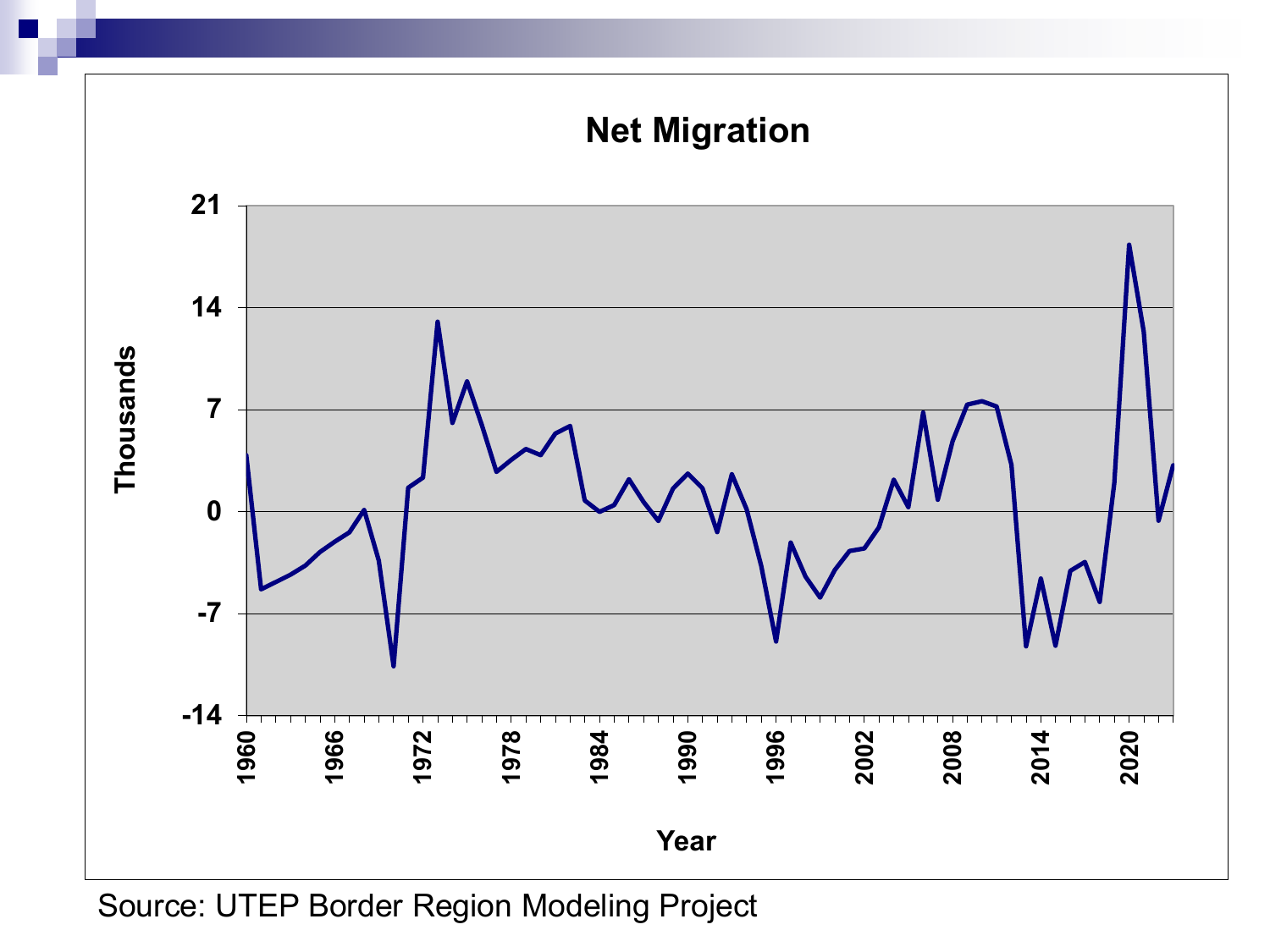## Net Migration

Source: UTEP Border Region Modeling Project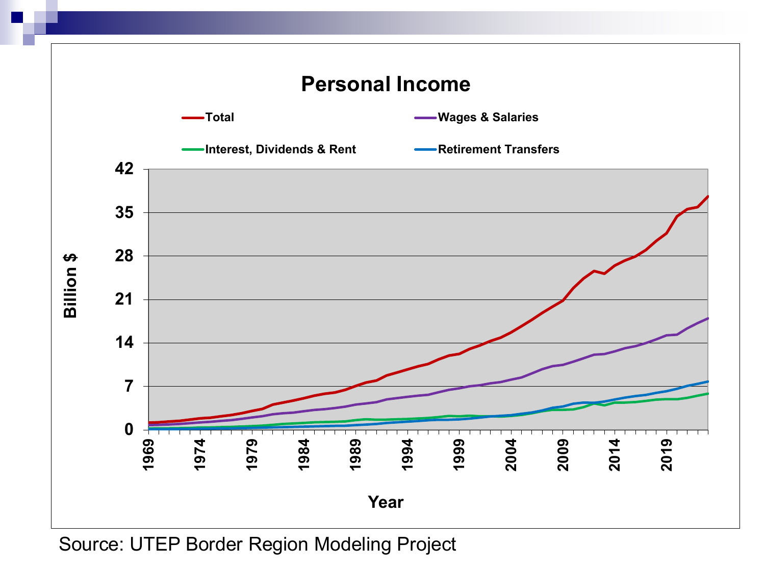**Personal Income**

- Total
- Wages & Salaries
- Interest, Dividends & Rent
- Retirement Transfers

Billion $: 0, 7, 14, 21, 28, 35, 42

Year: 1969, 1974, 1979, 1984, 1989, 1994, 1999, 2004, 2009, 2014, 2019

Source: UTEP Border Region Modeling Project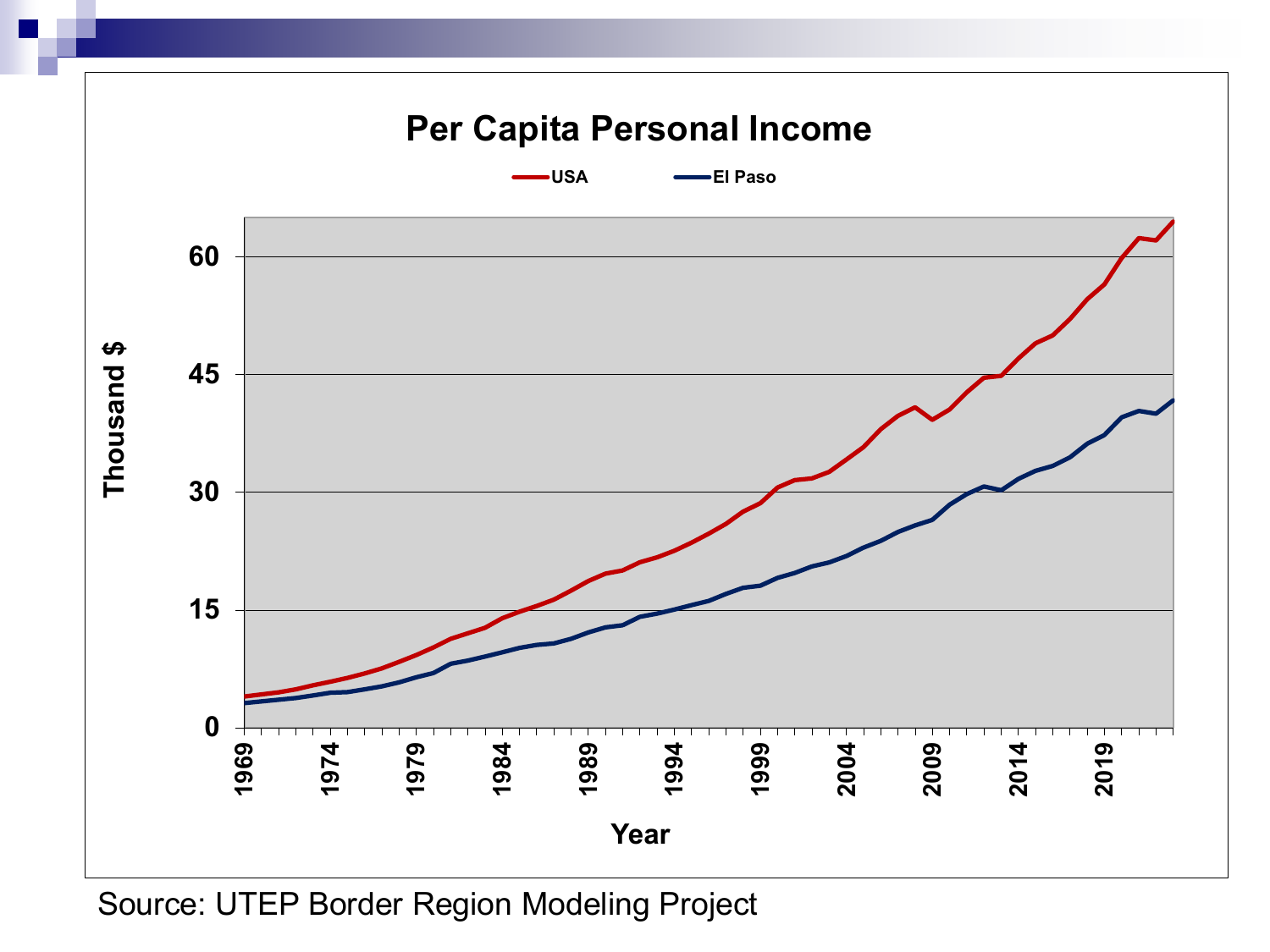# Per Capita Personal Income

USA | El Paso

Thousand $

Year

Source: UTEP Border Region Modeling Project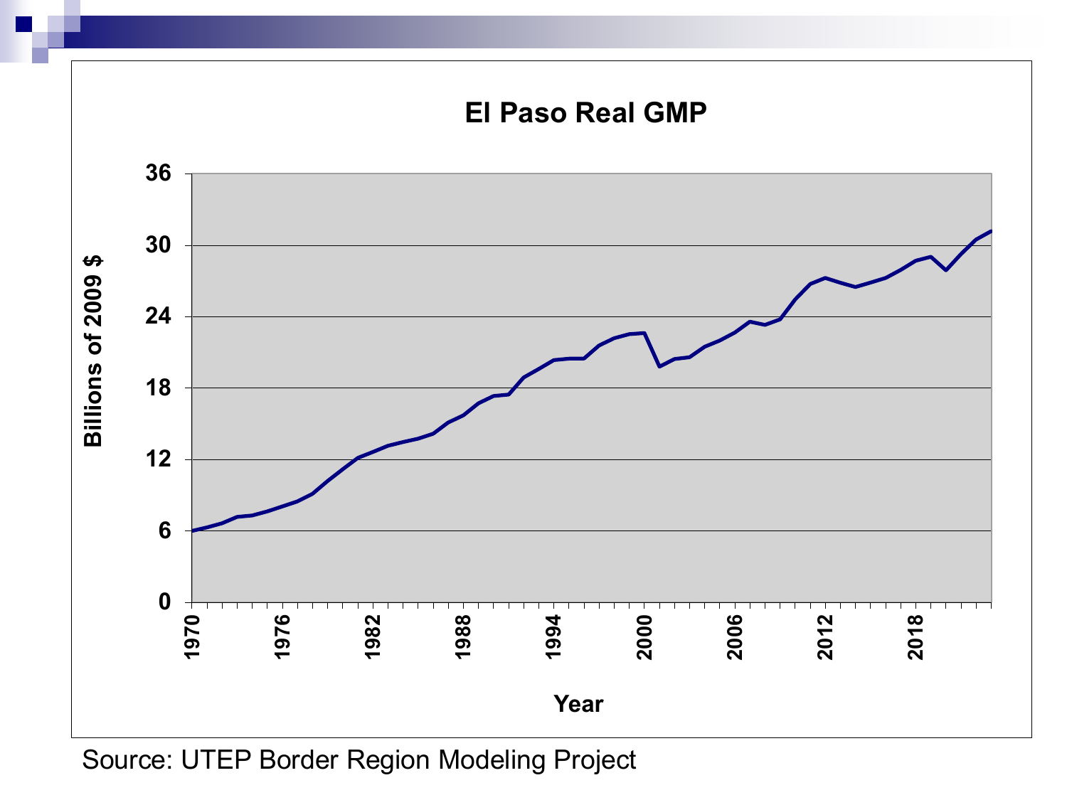## El Paso Real GMP

Billions of 2009 $ (y-axis: 0–36); Year (x-axis: 1970–2018)

Source: UTEP Border Region Modeling Project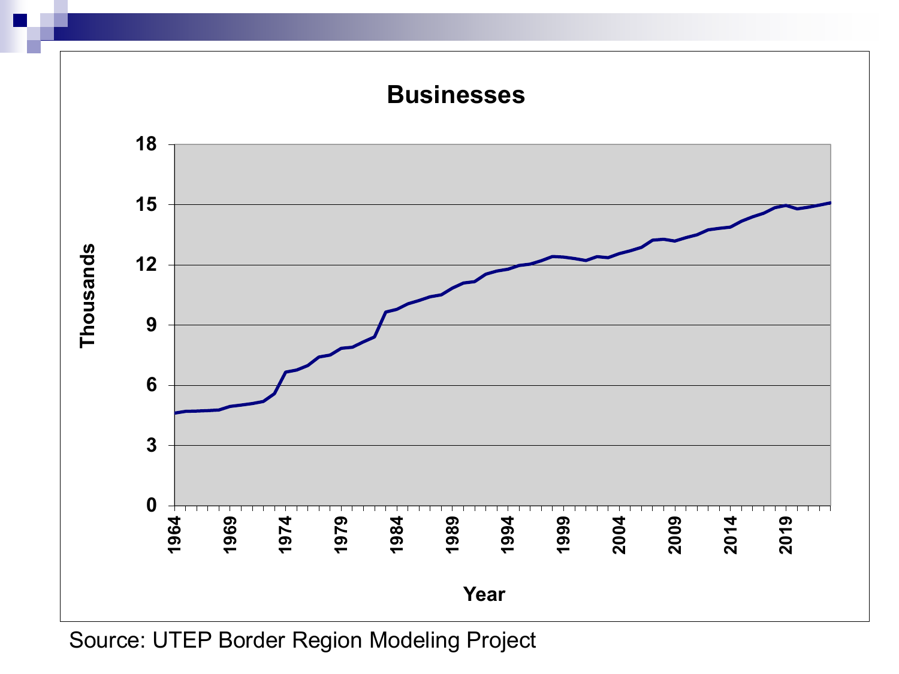# Businesses

| | |
|---|---|
| **Y-axis:** Thousands | 0, 3, 6, 9, 12, 15, 18 |
| **X-axis:** Year | 1964, 1969, 1974, 1979, 1984, 1989, 1994, 1999, 2004, 2009, 2014, 2019 |

Source: UTEP Border Region Modeling Project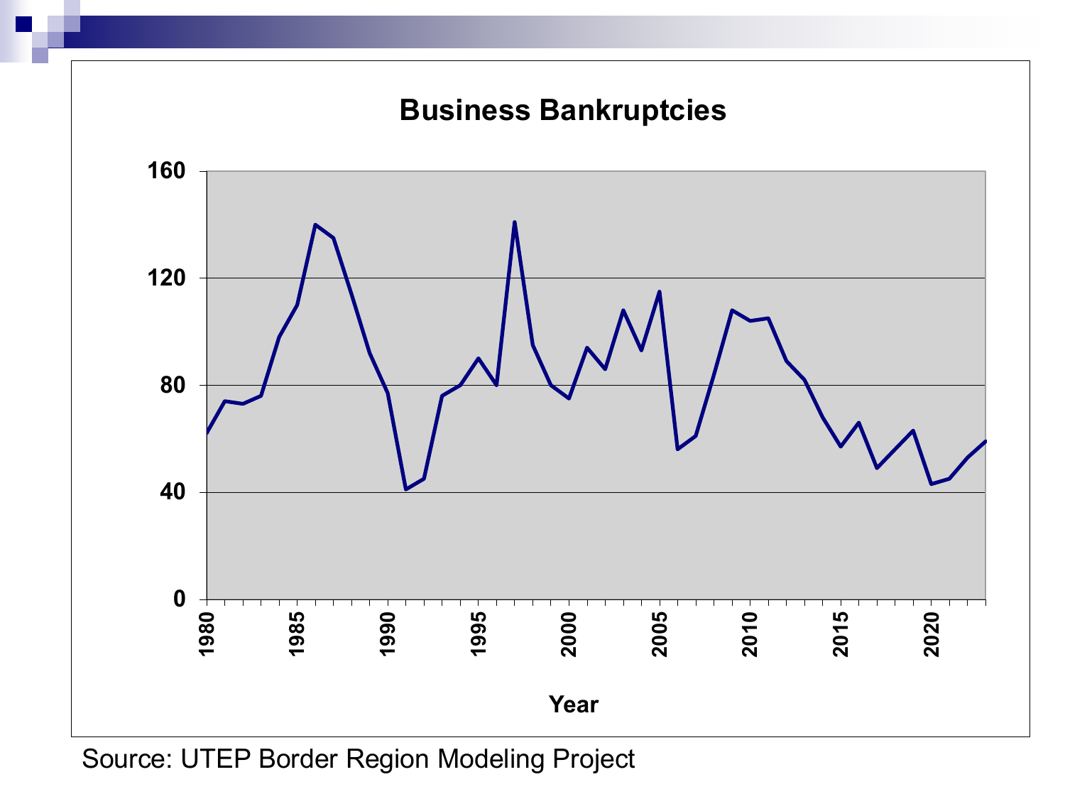**Business Bankruptcies**

Source: UTEP Border Region Modeling Project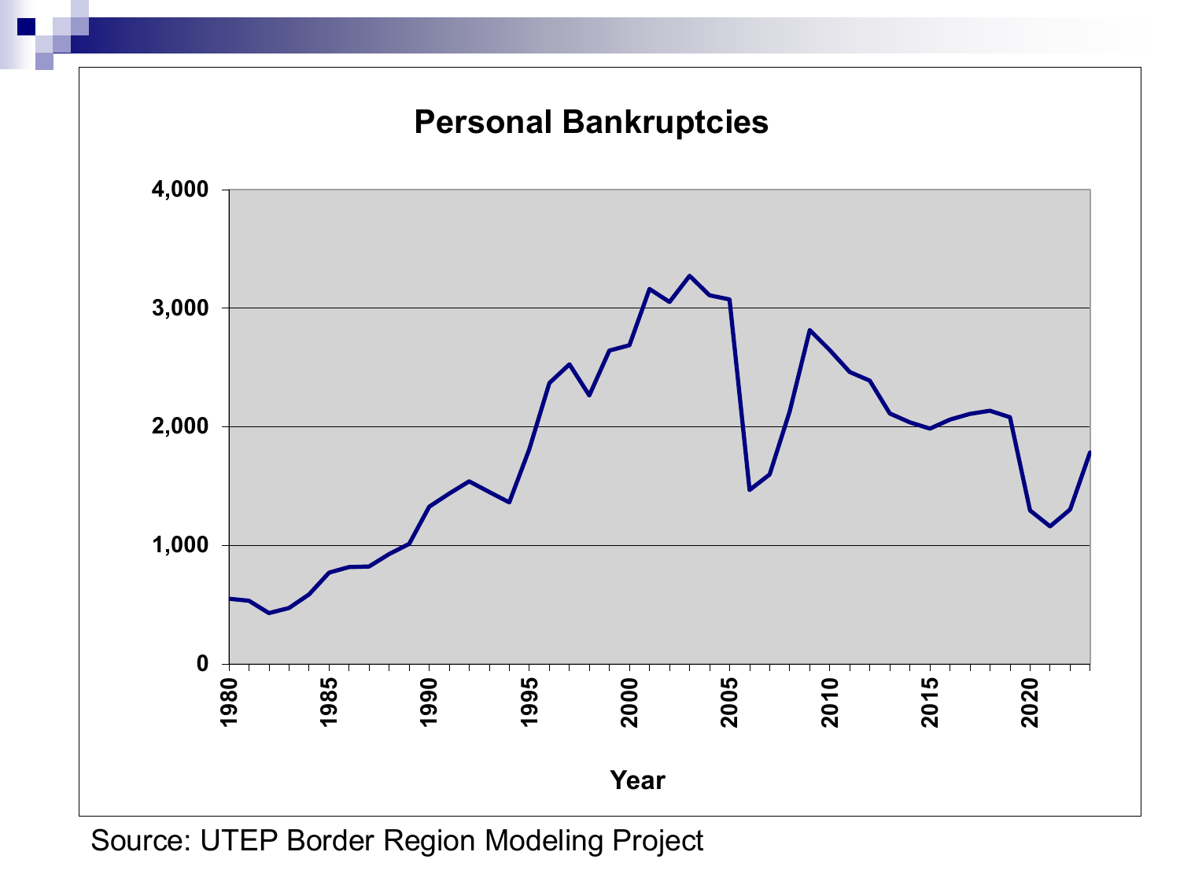# Personal Bankruptcies

Year

Source: UTEP Border Region Modeling Project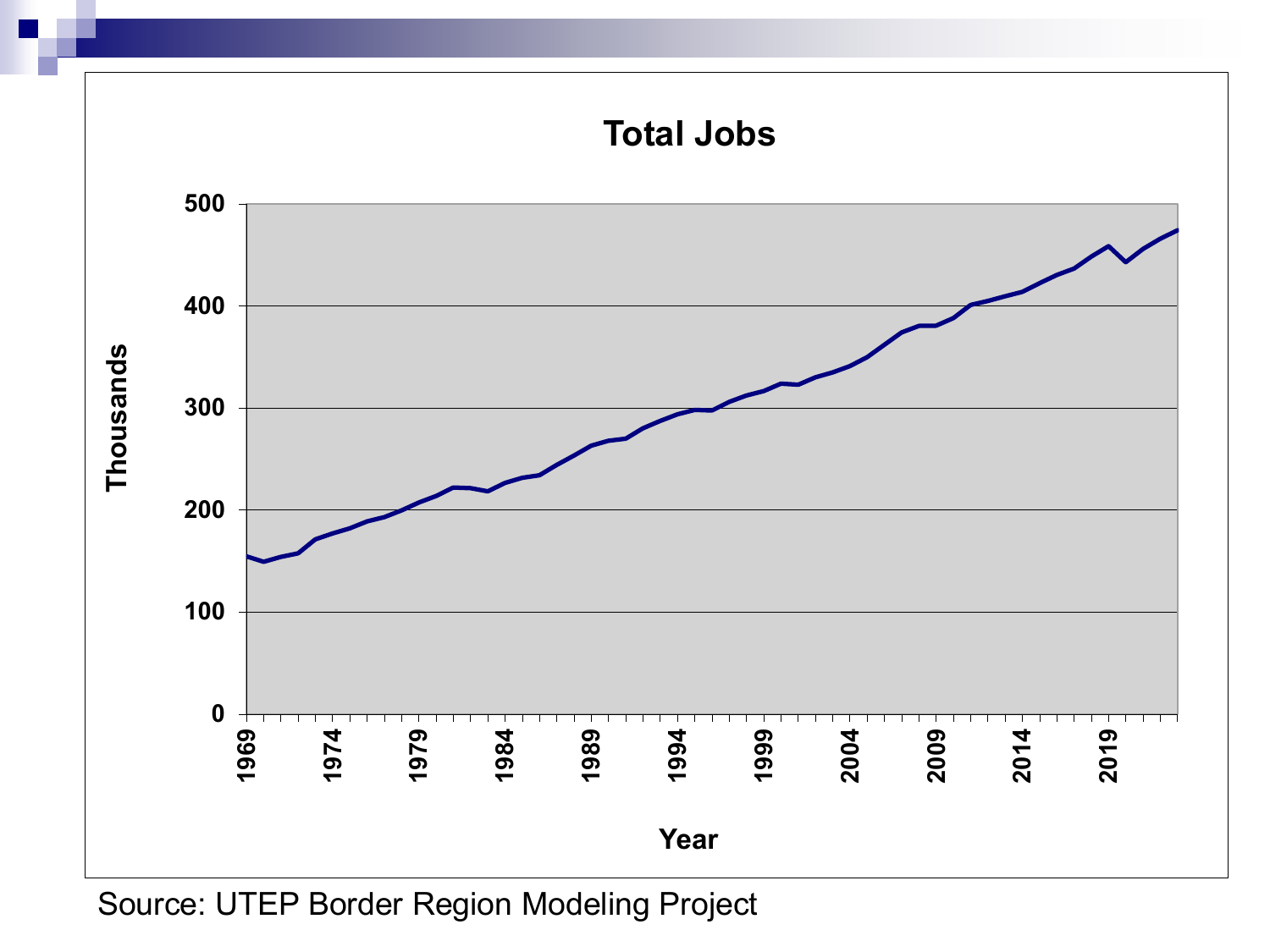## Total Jobs

Source: UTEP Border Region Modeling Project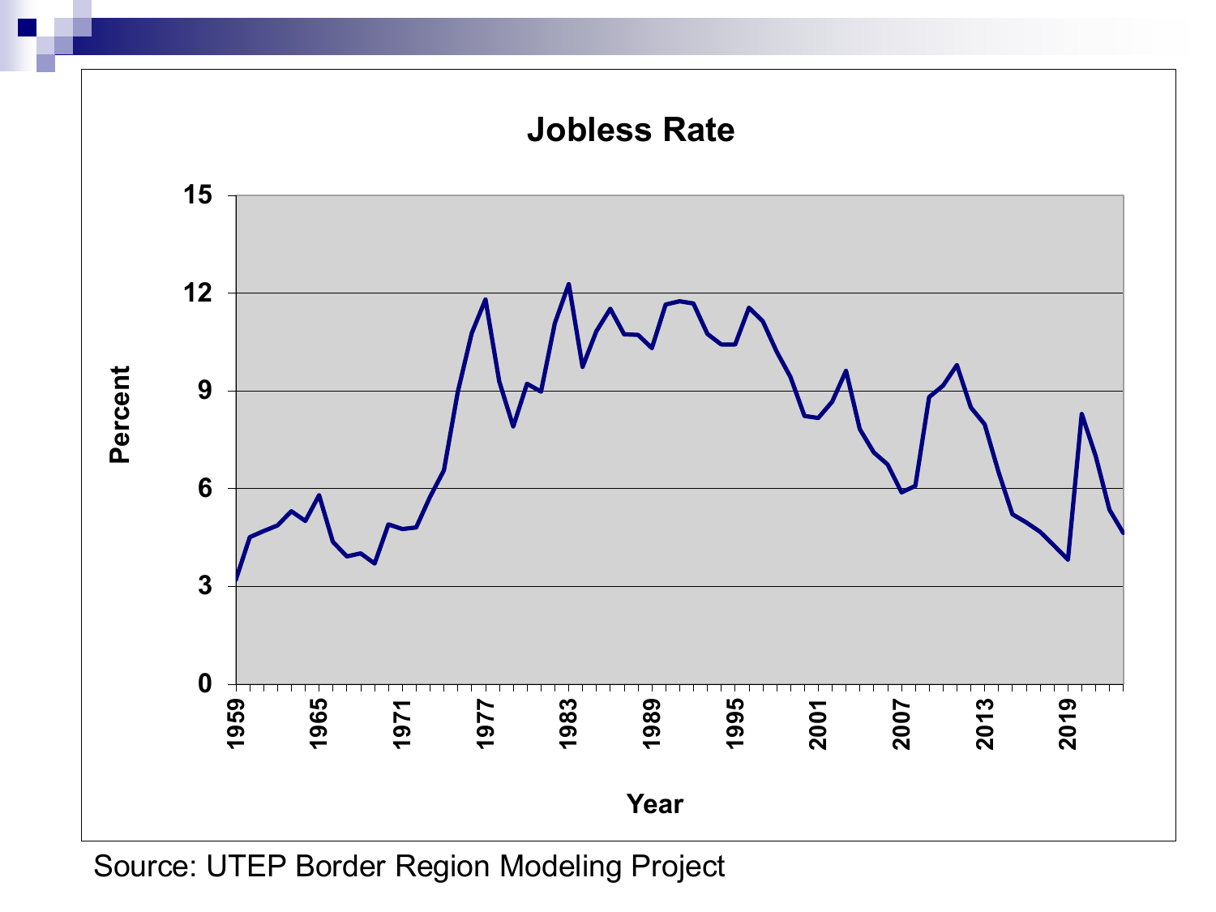# Jobless Rate

Source: UTEP Border Region Modeling Project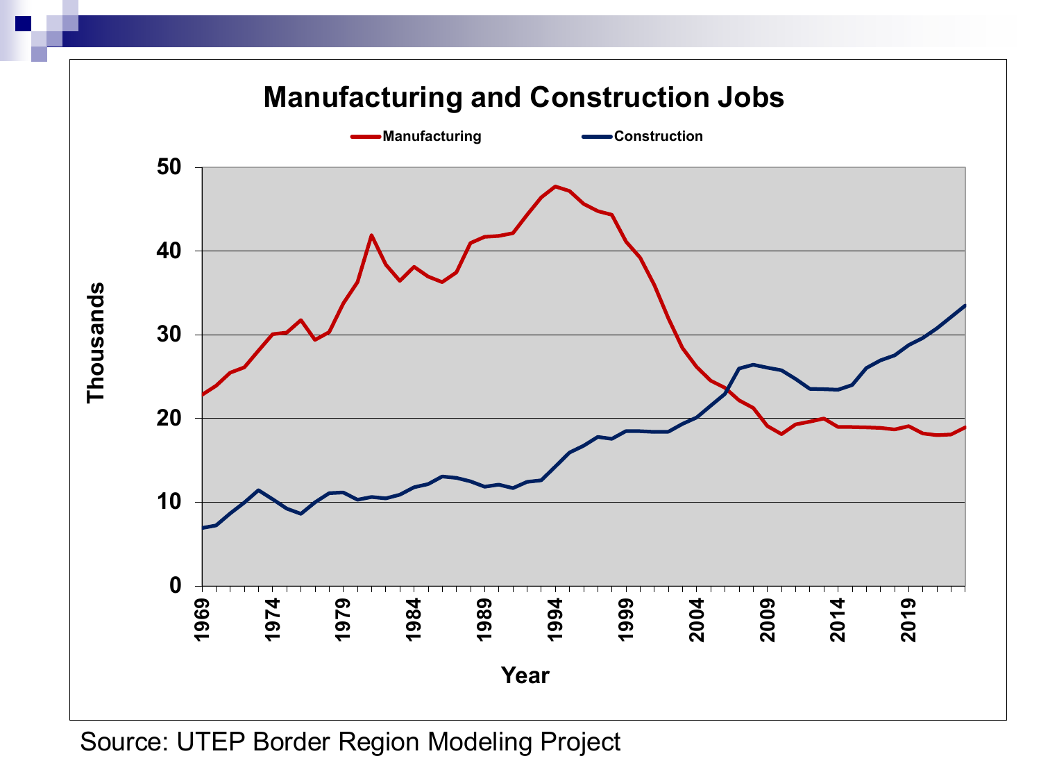# Manufacturing and Construction Jobs

Manufacturing — Construction

Thousands

Year

Source: UTEP Border Region Modeling Project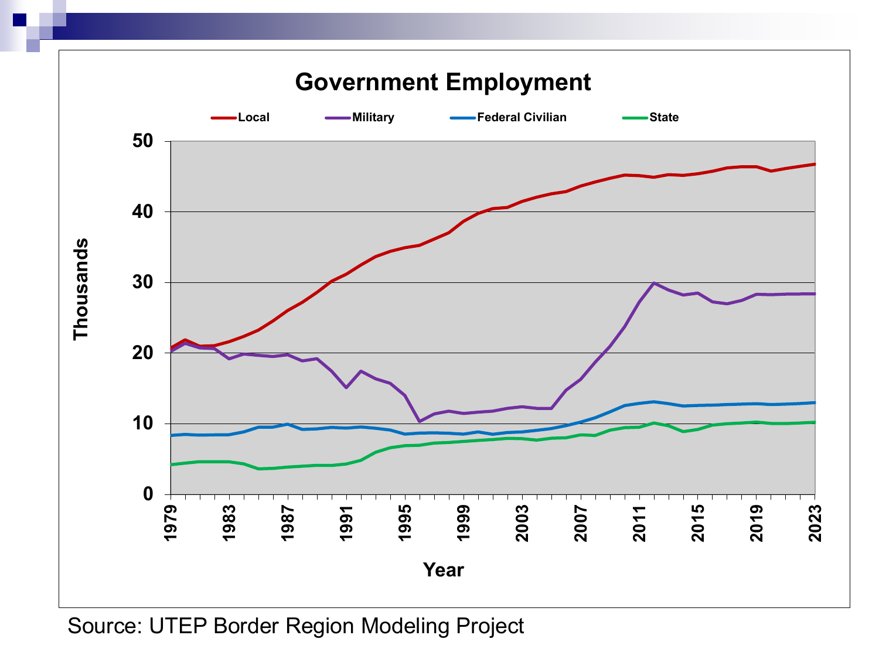# Government Employment

Local | Military | Federal Civilian | State

Source: UTEP Border Region Modeling Project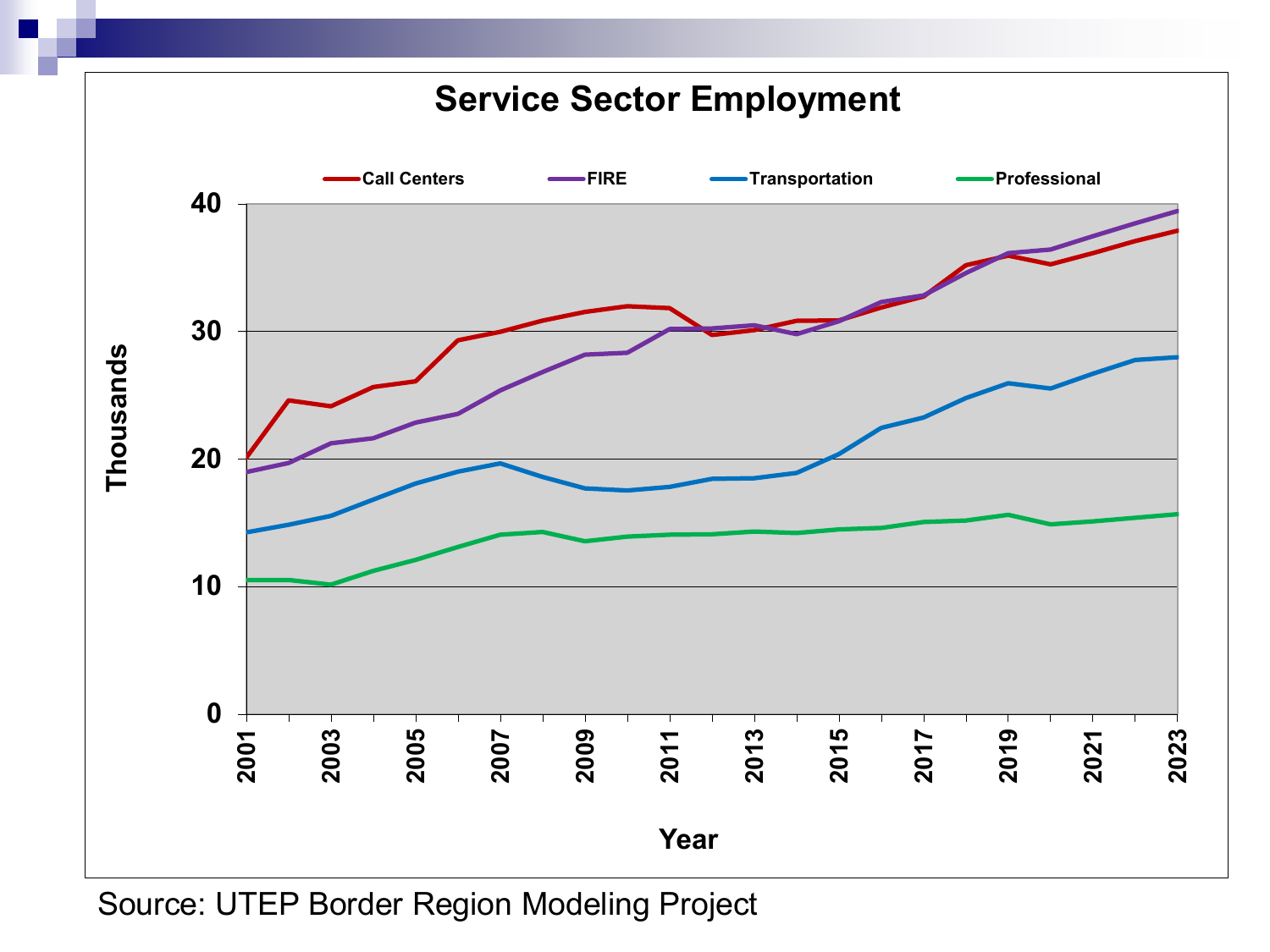## Service Sector Employment

Source: UTEP Border Region Modeling Project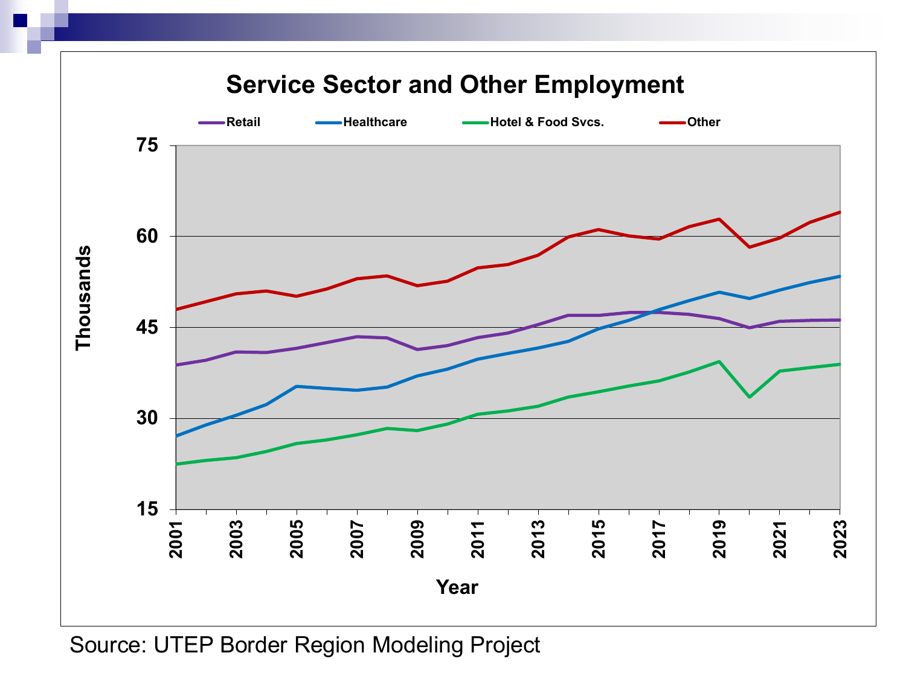## Service Sector and Other Employment

Retail | Healthcare | Hotel & Food Svcs. | Other

Thousands

Year

Source: UTEP Border Region Modeling Project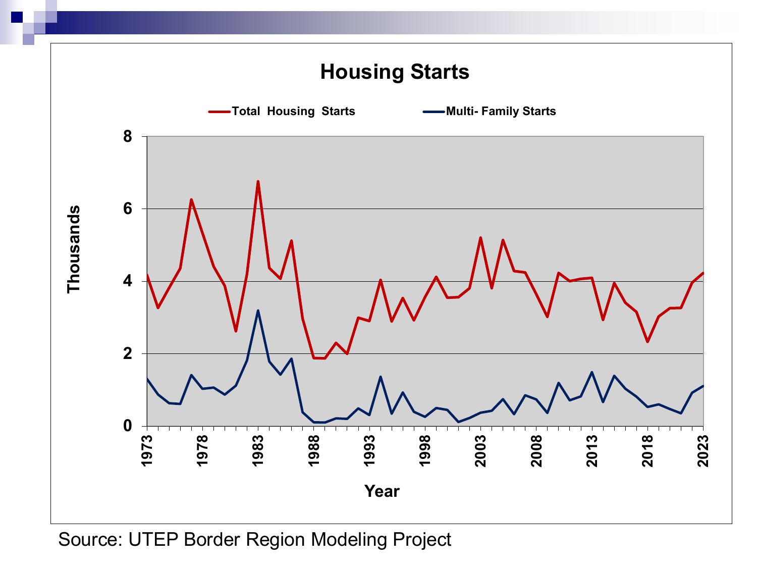# Housing Starts

Total Housing Starts — Multi- Family Starts

Thousands

Year

Source: UTEP Border Region Modeling Project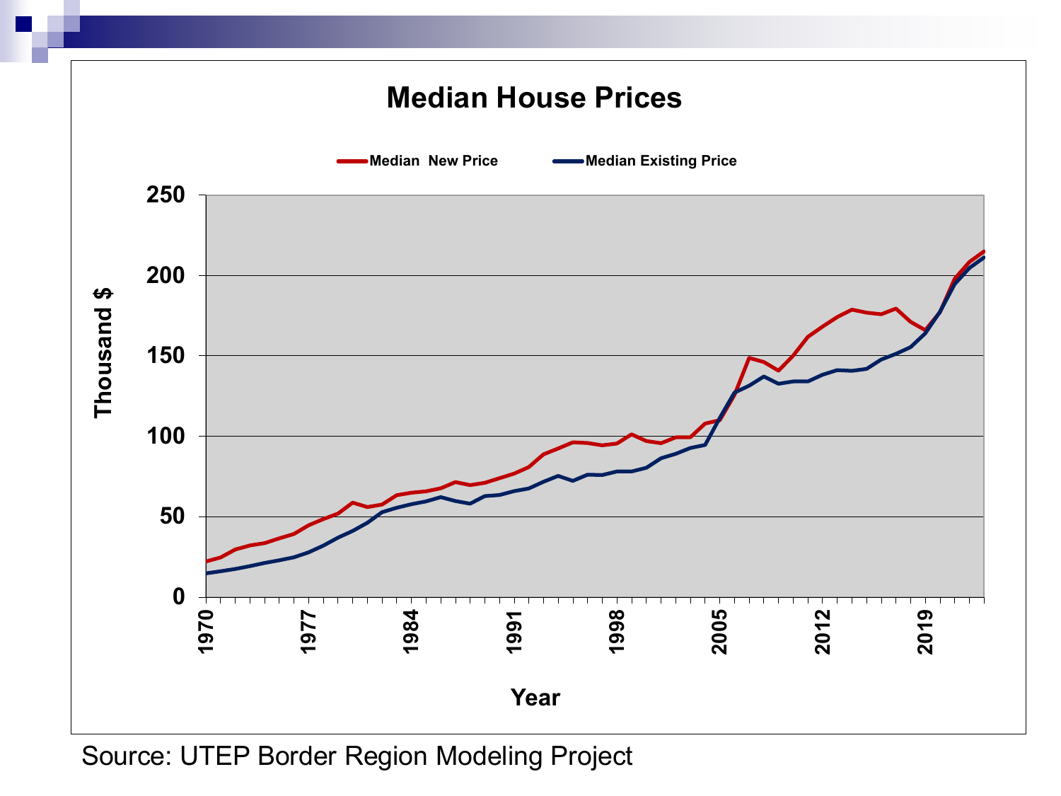## Median House Prices

Median New Price — Median Existing Price

Thousand $ (0–250) by Year (1970–2019)

Source: UTEP Border Region Modeling Project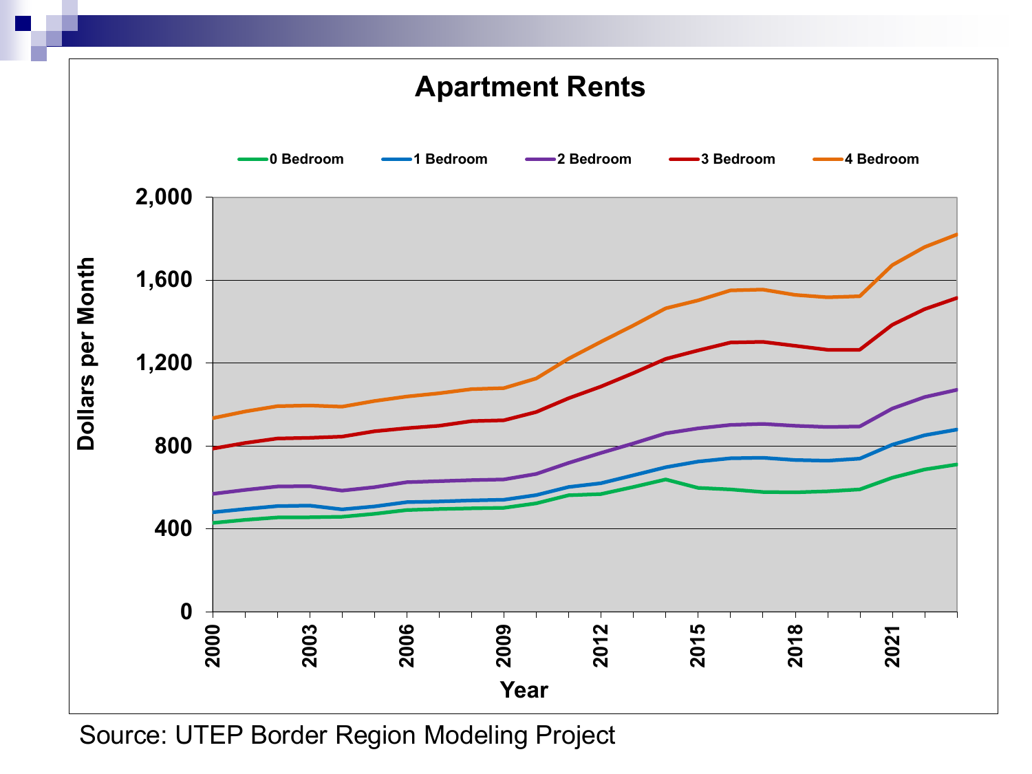# Apartment Rents

Source: UTEP Border Region Modeling Project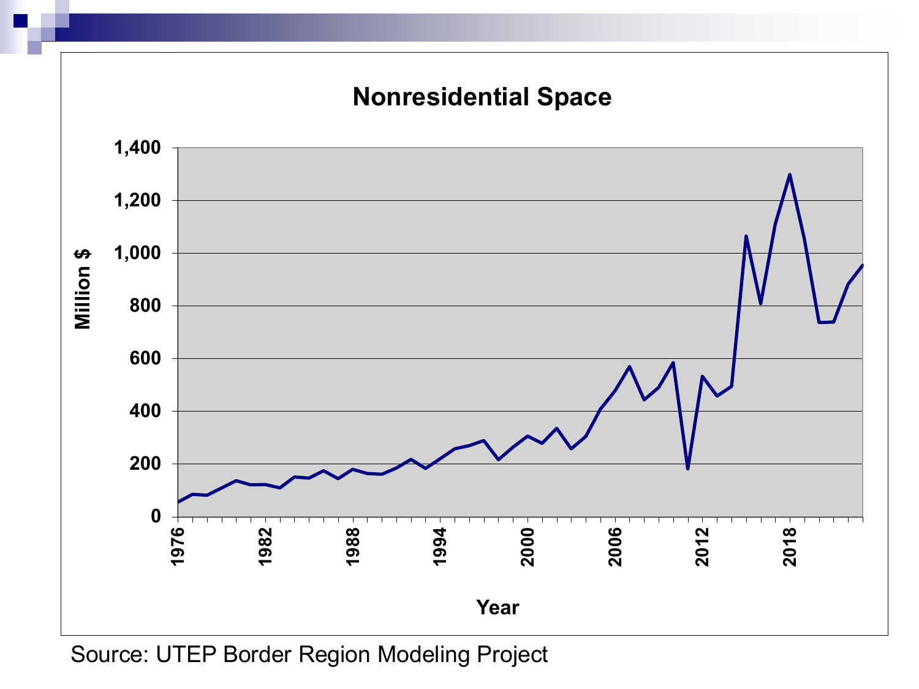## Nonresidential Space

Million $

Year

Source: UTEP Border Region Modeling Project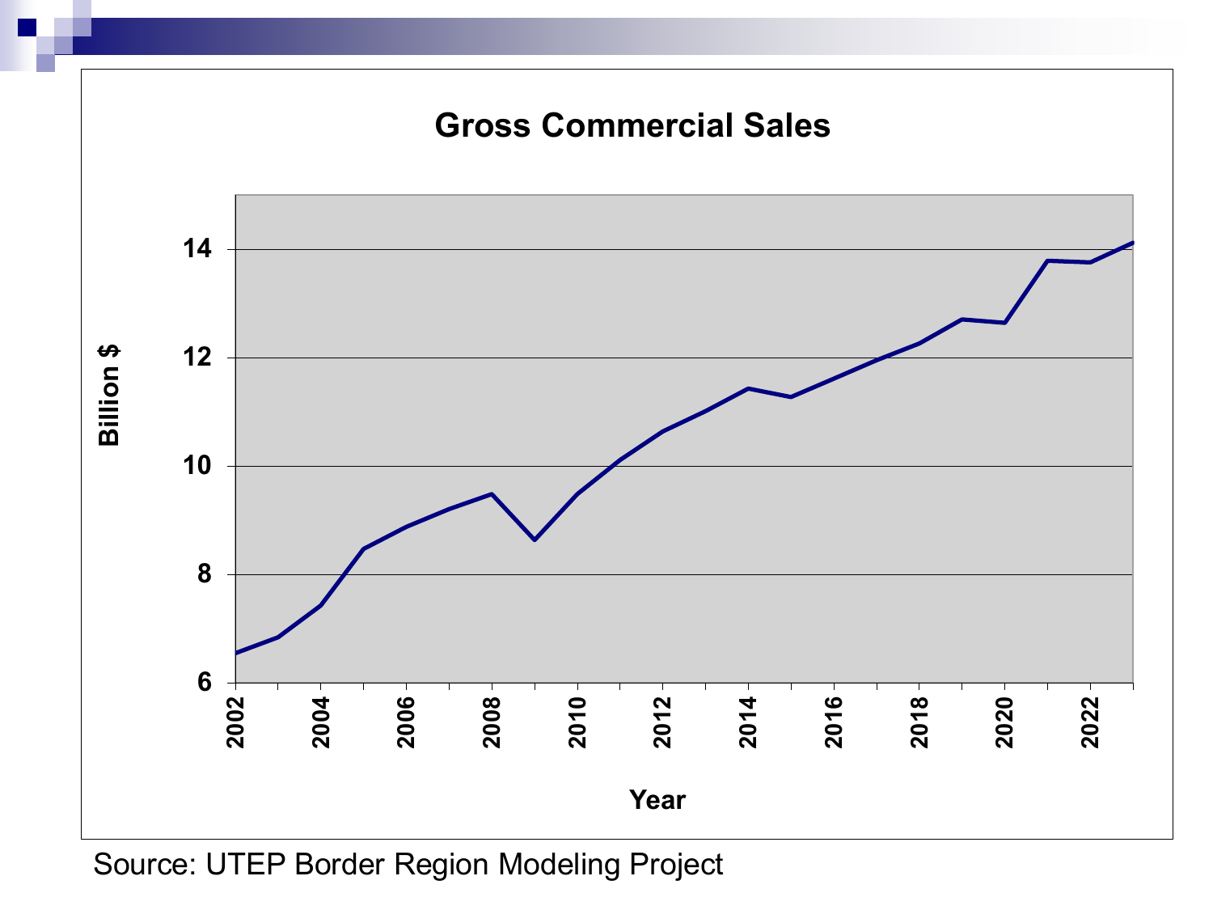## Gross Commercial Sales

Billion $

Year

Source: UTEP Border Region Modeling Project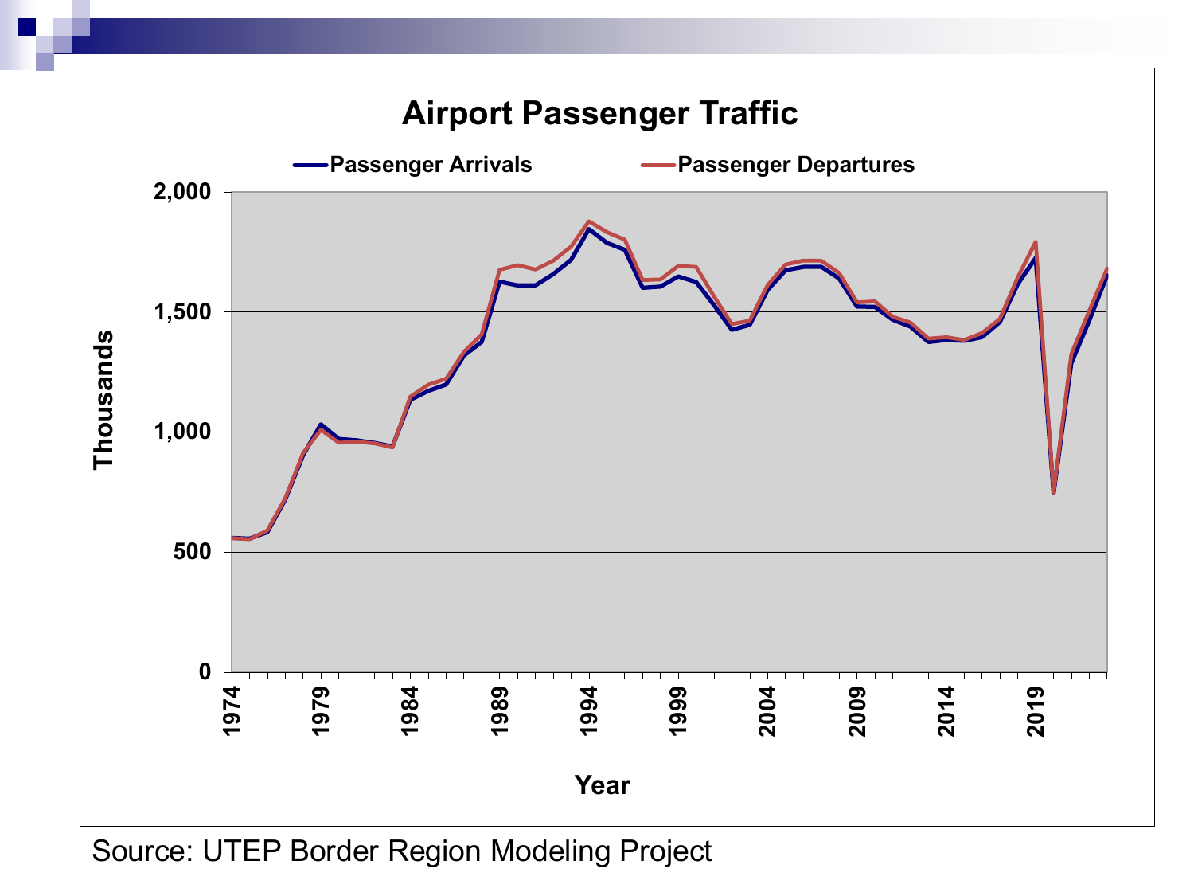# Airport Passenger Traffic

Passenger Arrivals — Passenger Departures

Thousands (0 – 2,000), Year (1974 – 2019)

Source: UTEP Border Region Modeling Project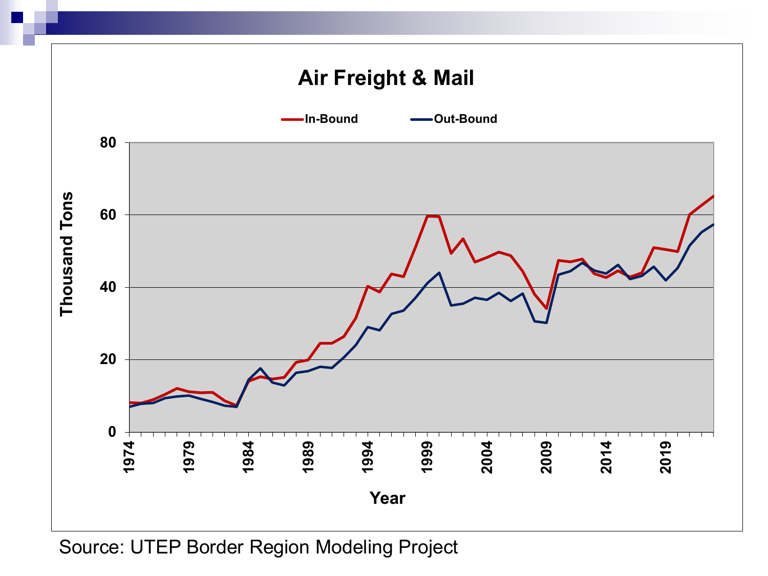## Air Freight & Mail

In-Bound | Out-Bound

Thousand Tons

0, 20, 40, 60, 80

Year

1974, 1979, 1984, 1989, 1994, 1999, 2004, 2009, 2014, 2019

Source: UTEP Border Region Modeling Project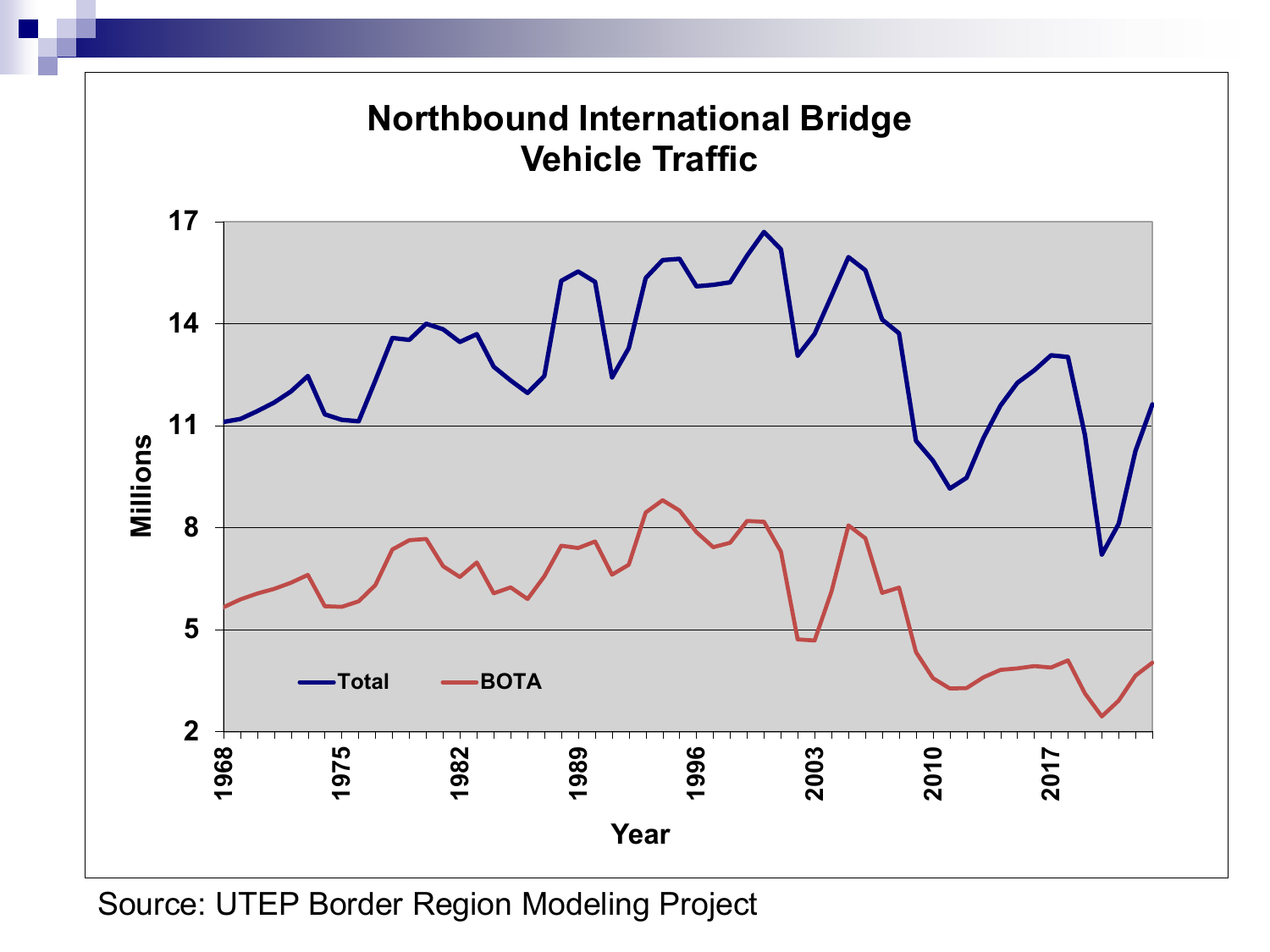## Northbound International Bridge Vehicle Traffic

| | |
|---|---|
| Y-axis | Millions (2, 5, 8, 11, 14, 17) |
| X-axis | Year (1968, 1975, 1982, 1989, 1996, 2003, 2010, 2017) |
| Series | Total, BOTA |

Source: UTEP Border Region Modeling Project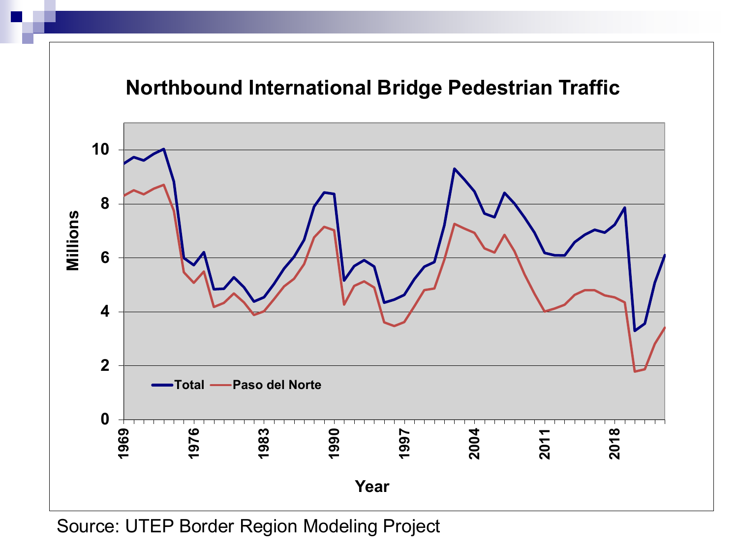# Northbound International Bridge Pedestrian Traffic

Source: UTEP Border Region Modeling Project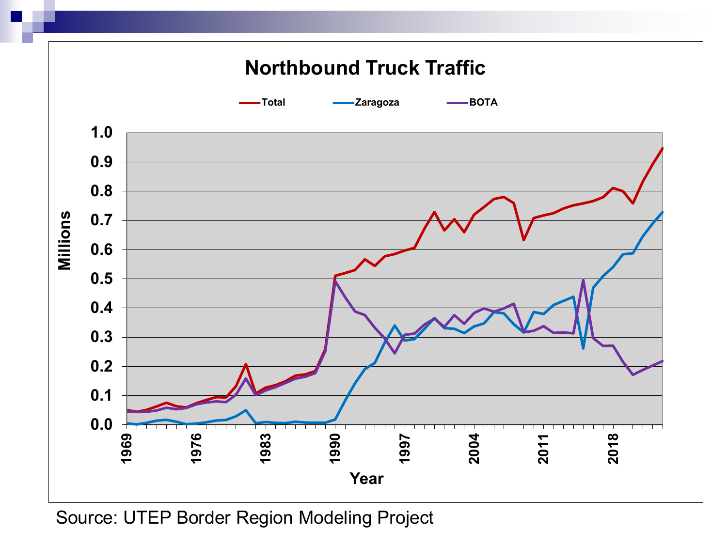# Northbound Truck Traffic

Source: UTEP Border Region Modeling Project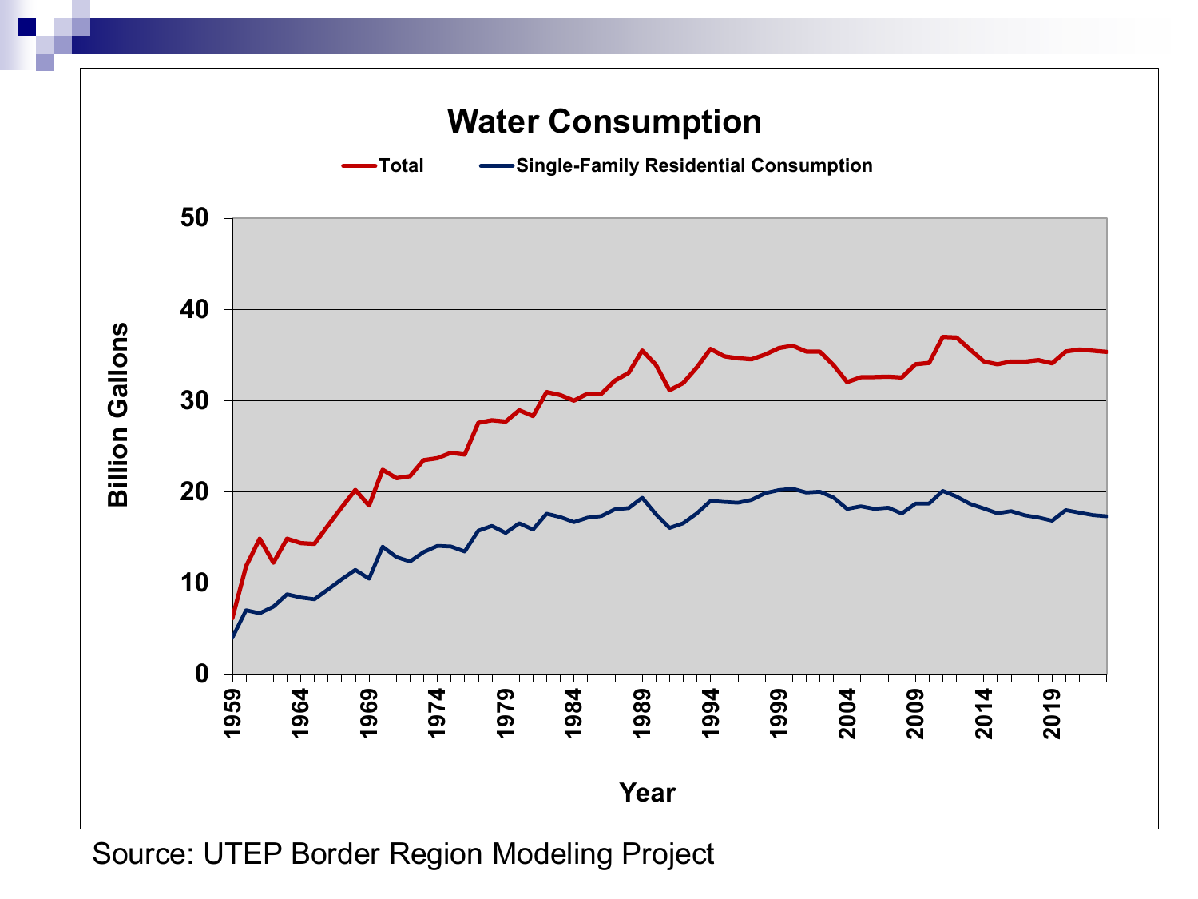## Water Consumption

**Total** — **Single-Family Residential Consumption**

Billion Gallons

Year

Source: UTEP Border Region Modeling Project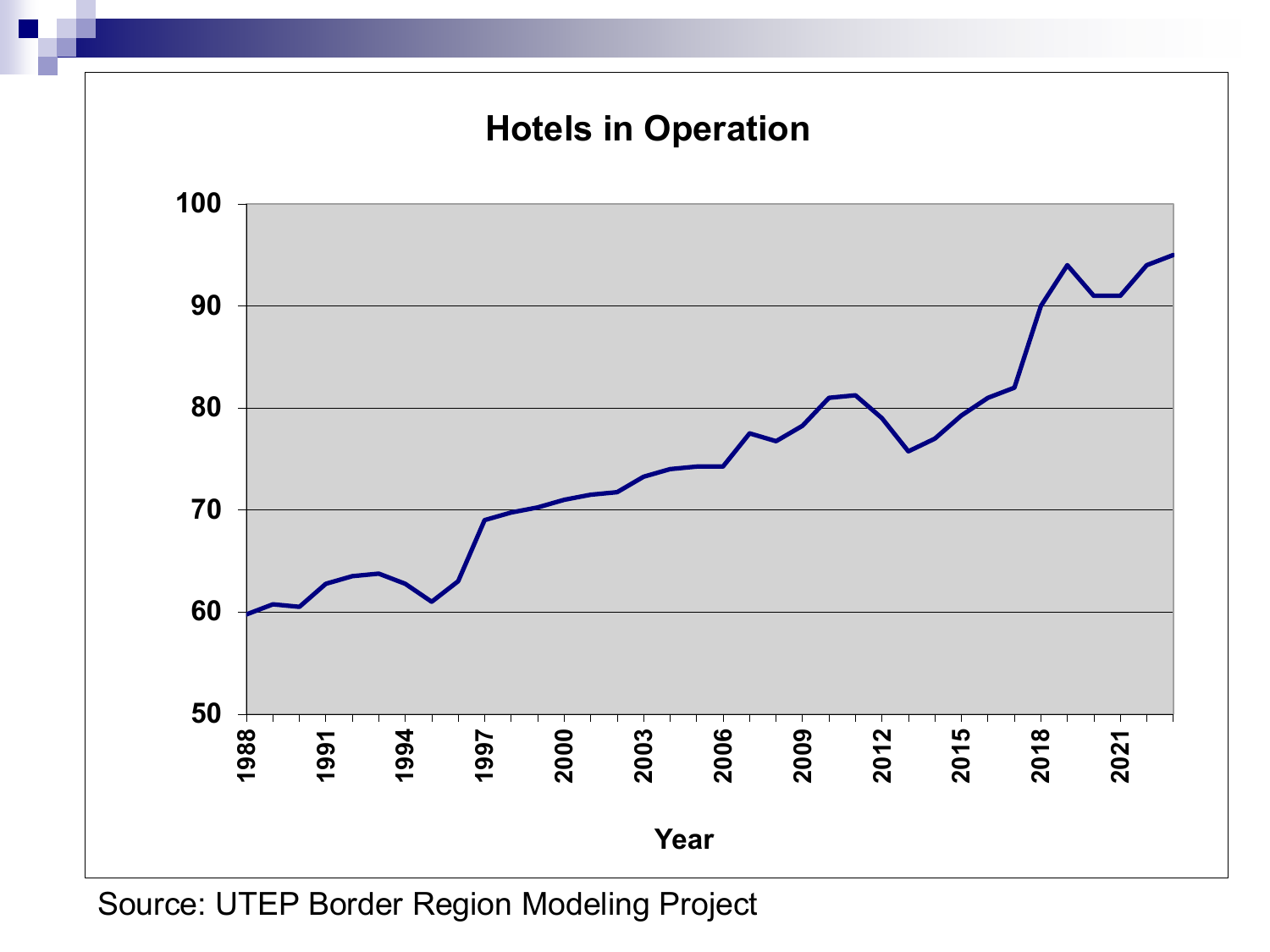## Hotels in Operation

Year

Source: UTEP Border Region Modeling Project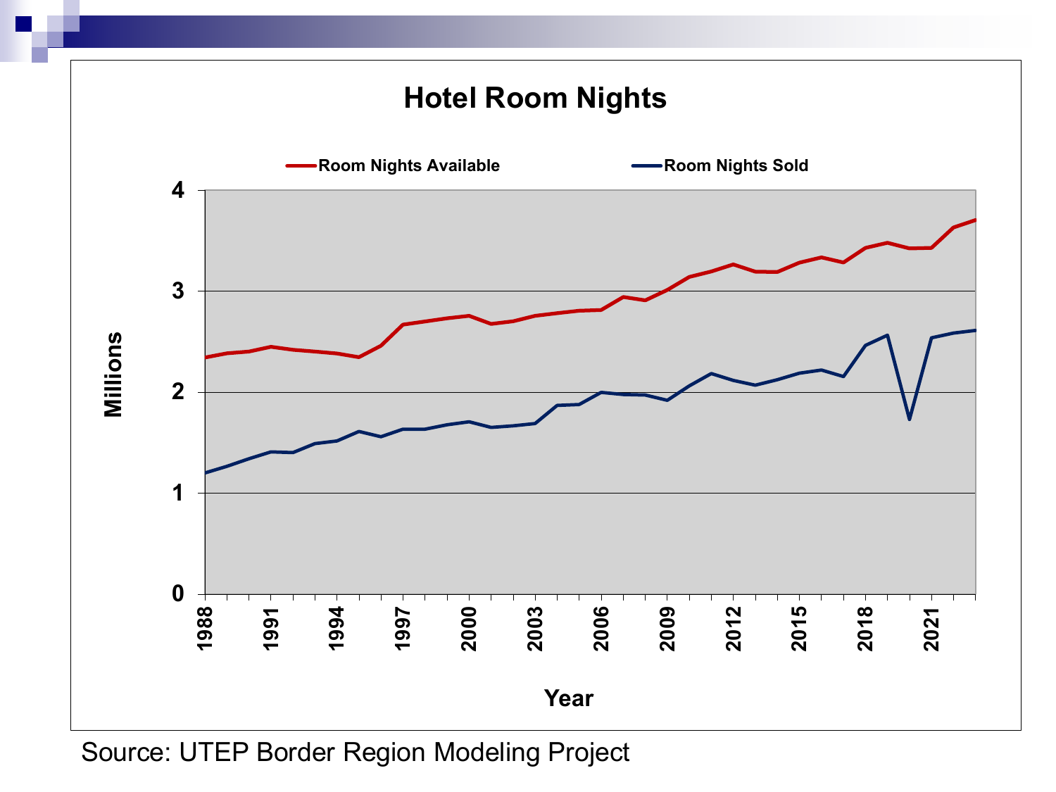# Hotel Room Nights

Room Nights Available | Room Nights Sold

Millions: 0, 1, 2, 3, 4

Year: 1988, 1991, 1994, 1997, 2000, 2003, 2006, 2009, 2012, 2015, 2018, 2021

Source: UTEP Border Region Modeling Project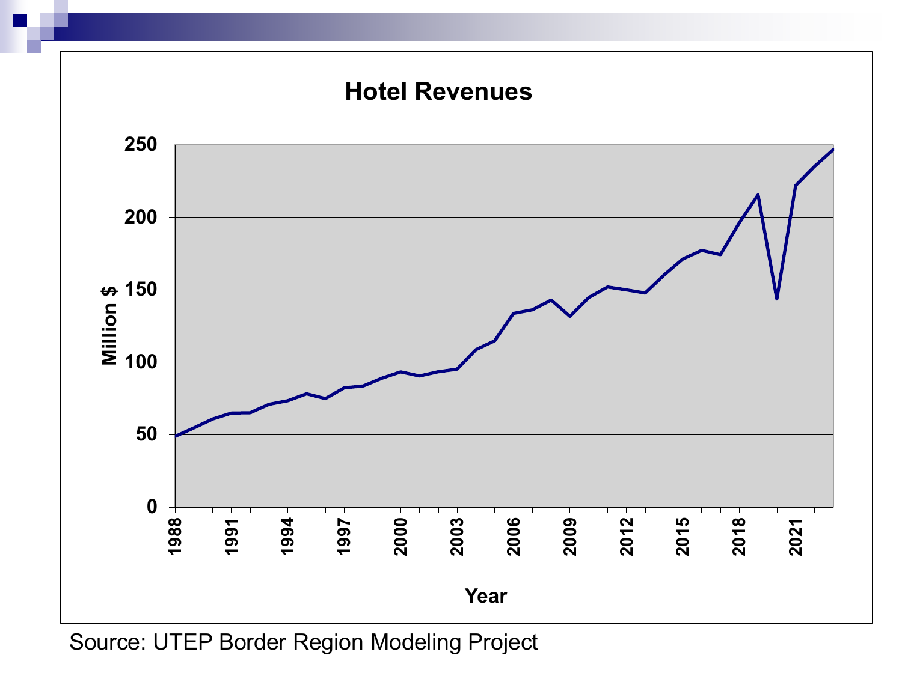# Hotel Revenues

Source: UTEP Border Region Modeling Project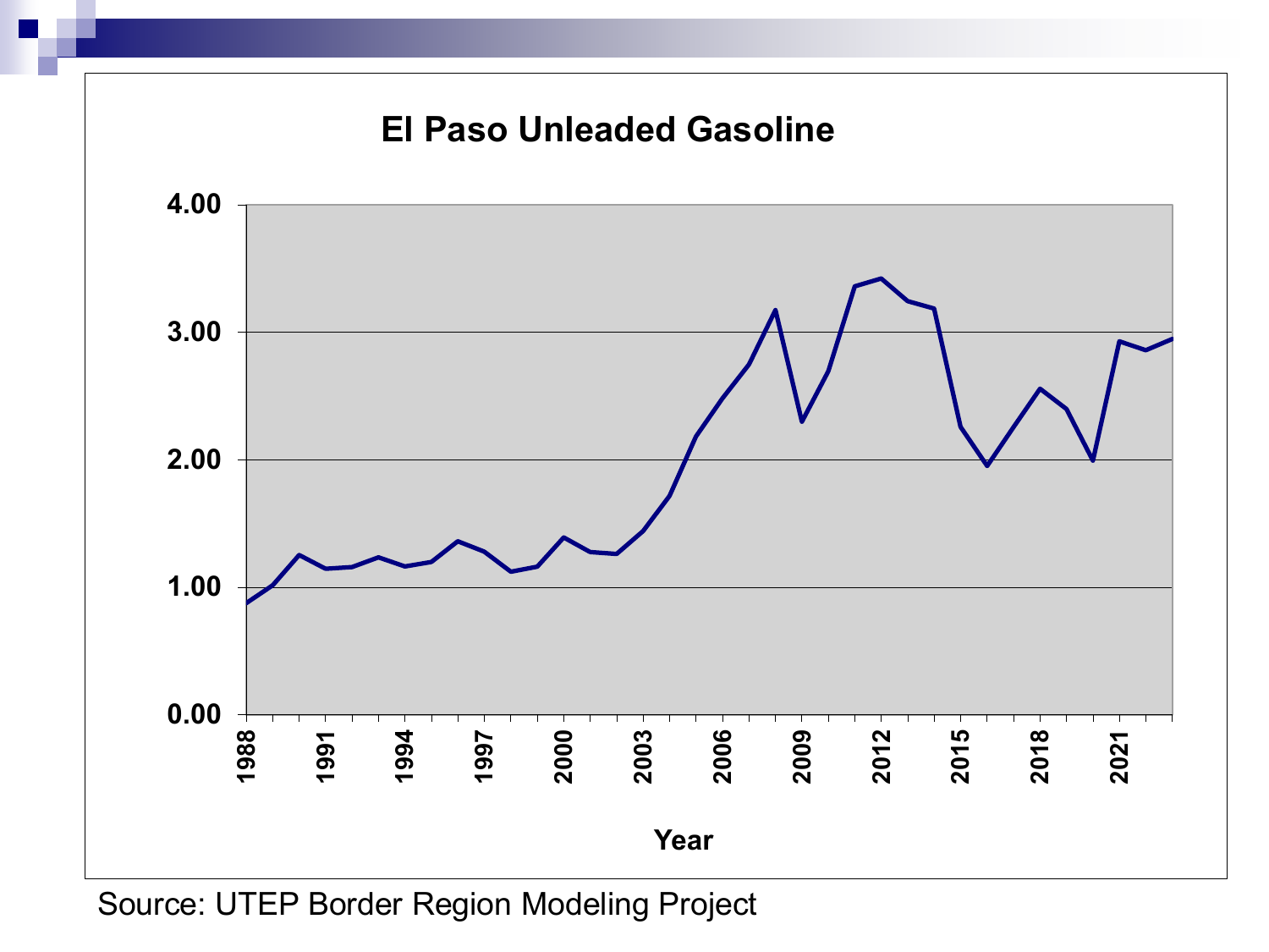## El Paso Unleaded Gasoline

Source: UTEP Border Region Modeling Project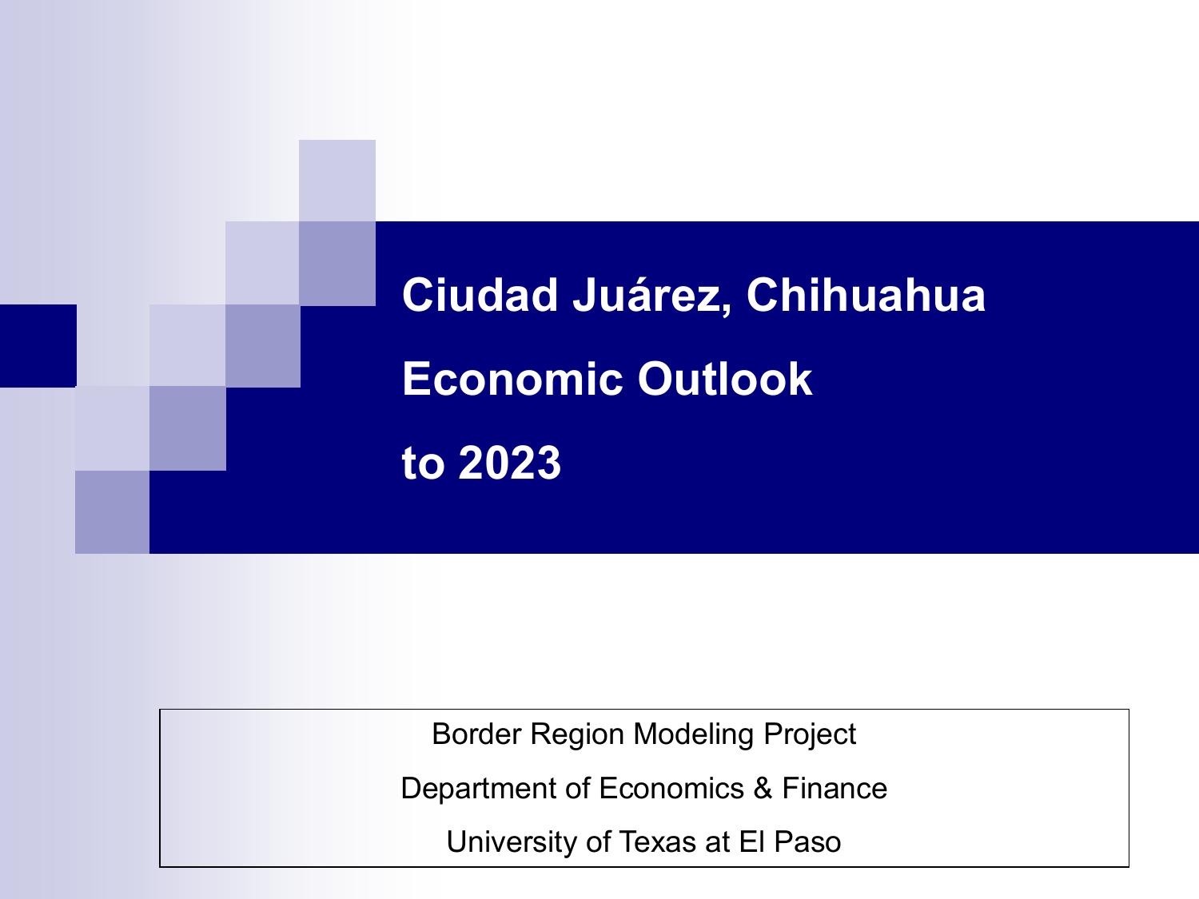# Ciudad Juárez, Chihuahua Economic Outlook to 2023

Border Region Modeling Project

Department of Economics & Finance

University of Texas at El Paso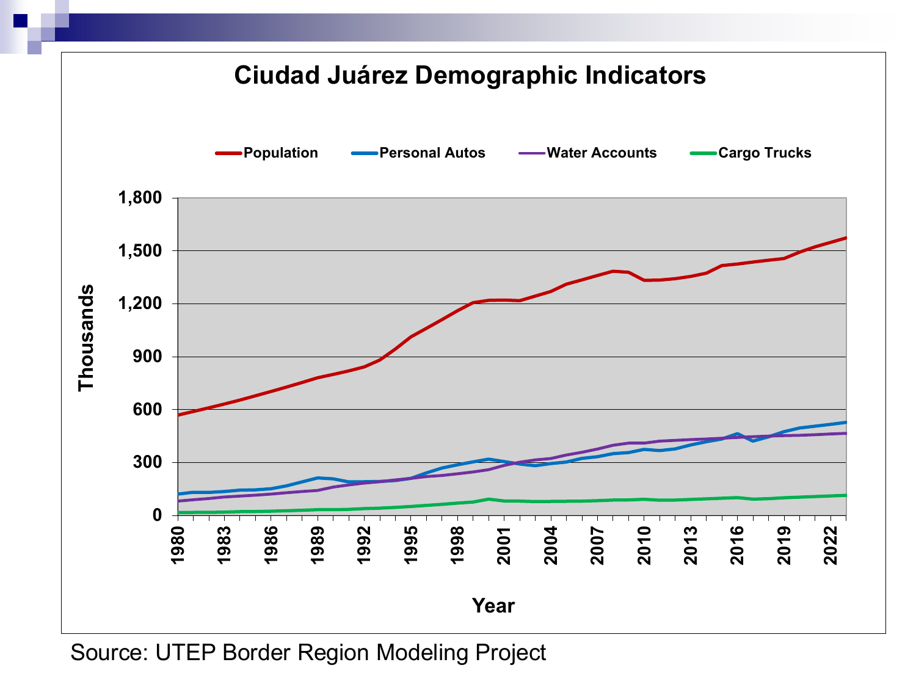# Ciudad Juárez Demographic Indicators

Population — Personal Autos — Water Accounts — Cargo Trucks

Thousands

Year

Source: UTEP Border Region Modeling Project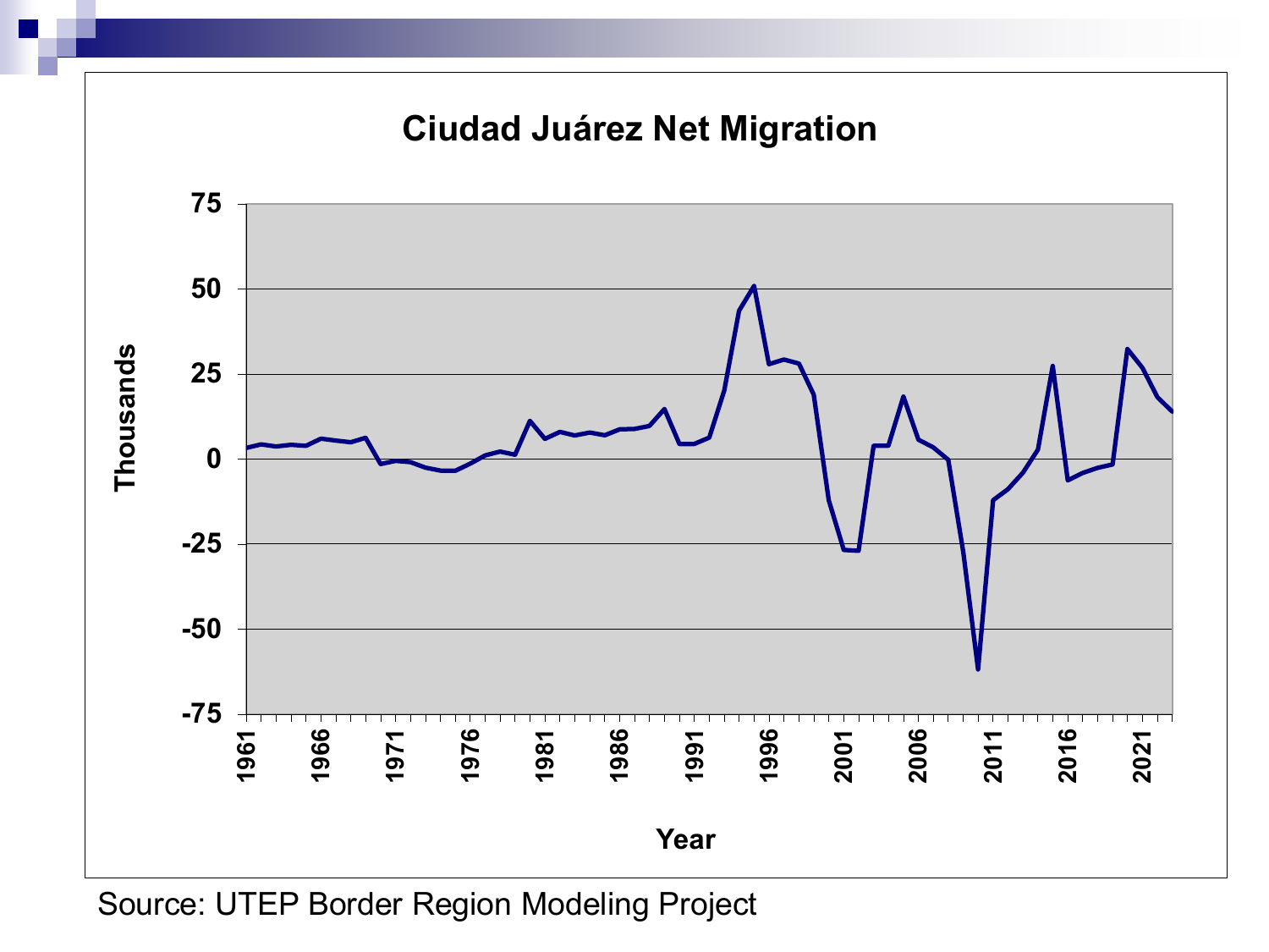## Ciudad Juárez Net Migration

Thousands

Year

Source: UTEP Border Region Modeling Project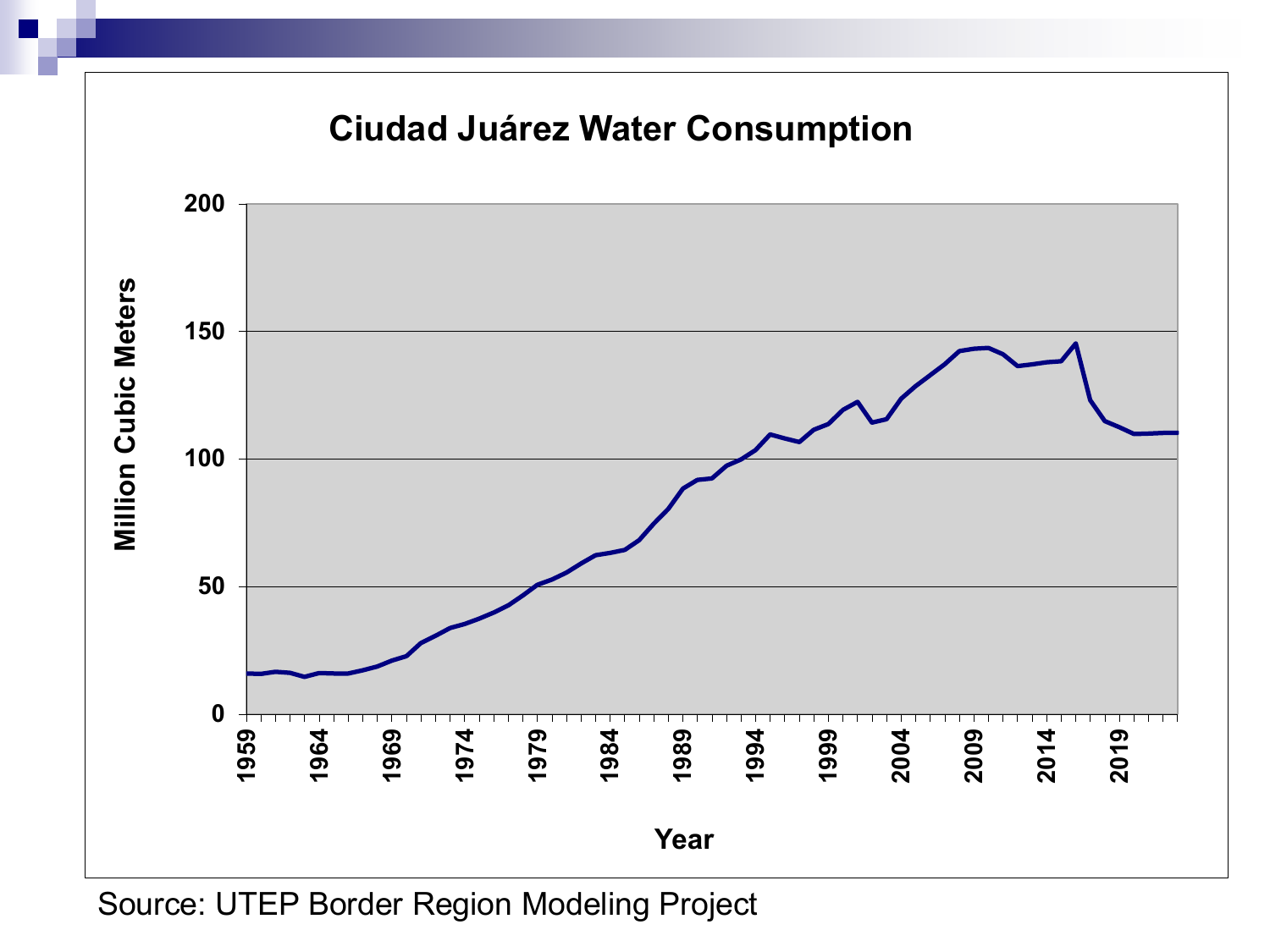## Ciudad Juárez Water Consumption

Million Cubic Meters

200

150

100

50

0

1959 1964 1969 1974 1979 1984 1989 1994 1999 2004 2009 2014 2019

Year

Source: UTEP Border Region Modeling Project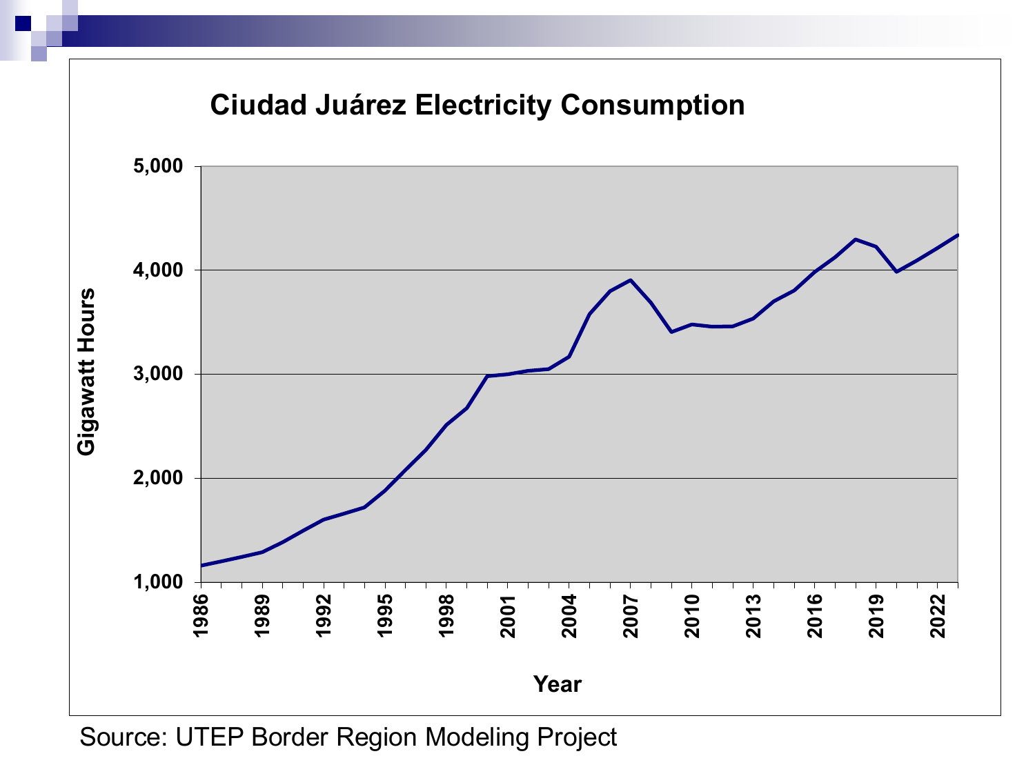## Ciudad Juárez Electricity Consumption

Source: UTEP Border Region Modeling Project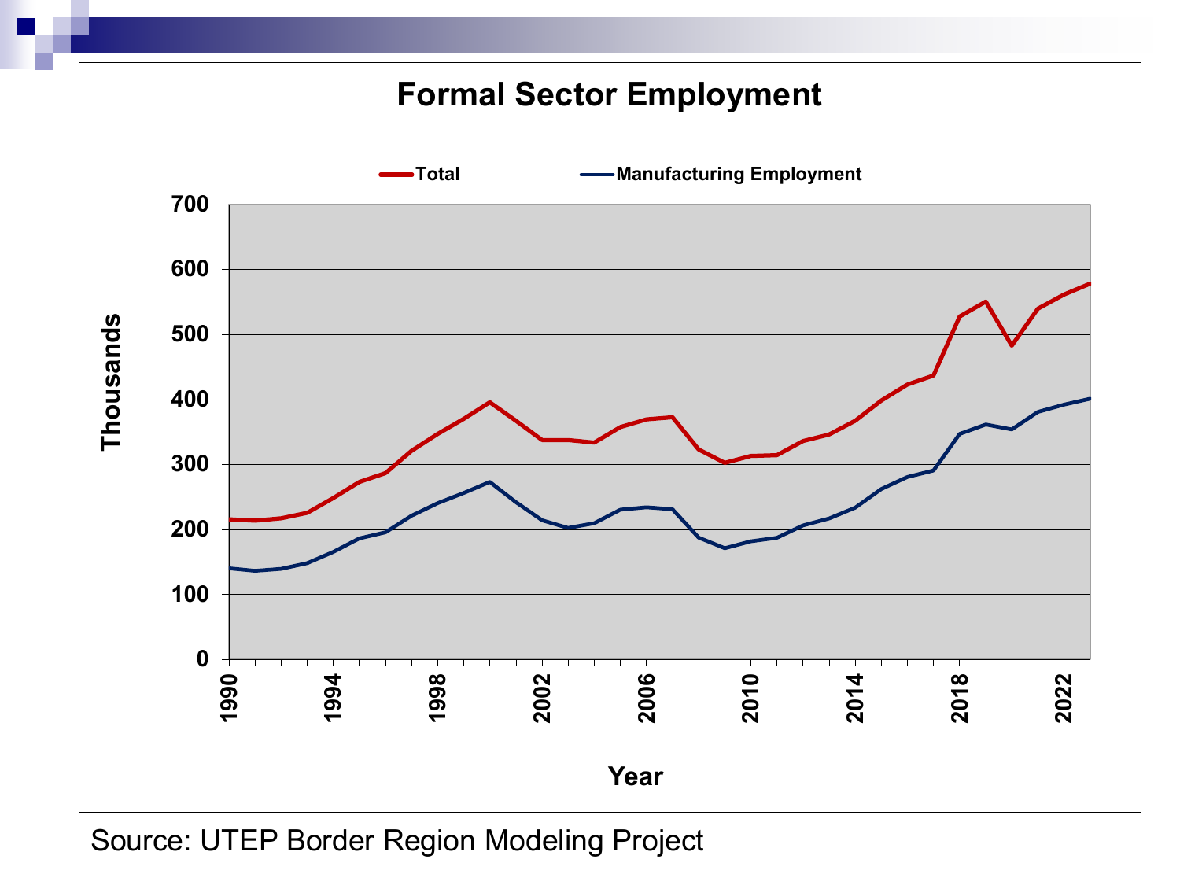# Formal Sector Employment

Source: UTEP Border Region Modeling Project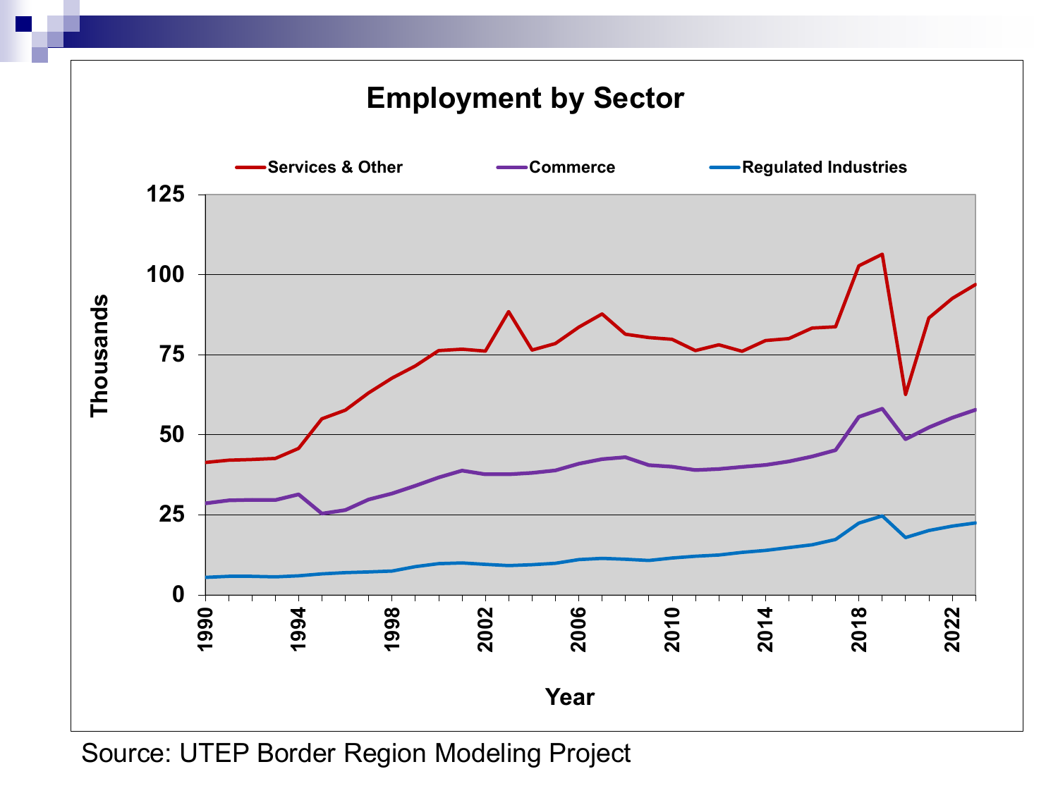## Employment by Sector

Services & Other | Commerce | Regulated Industries

Thousands

Year

Source: UTEP Border Region Modeling Project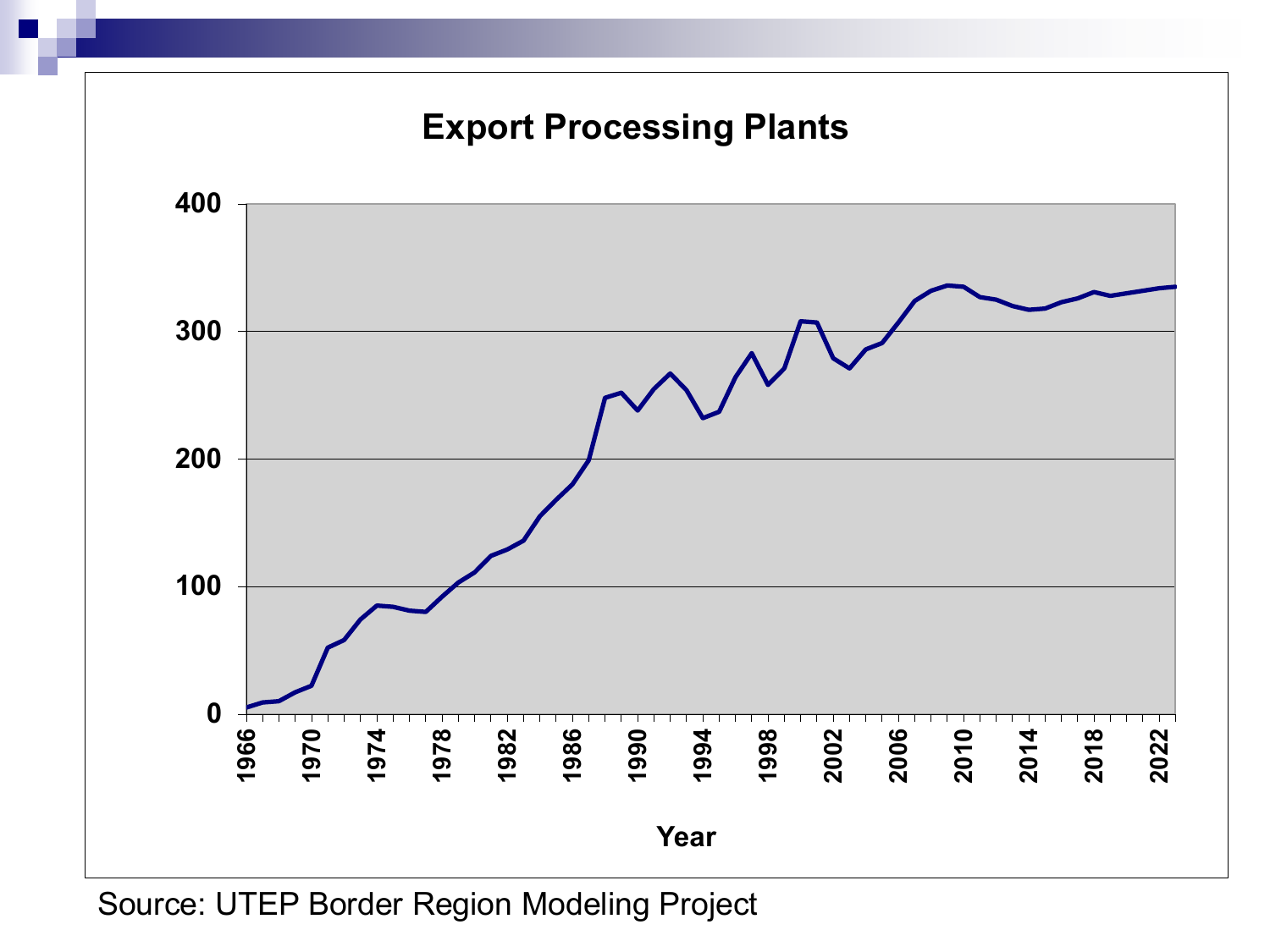## Export Processing Plants

Source: UTEP Border Region Modeling Project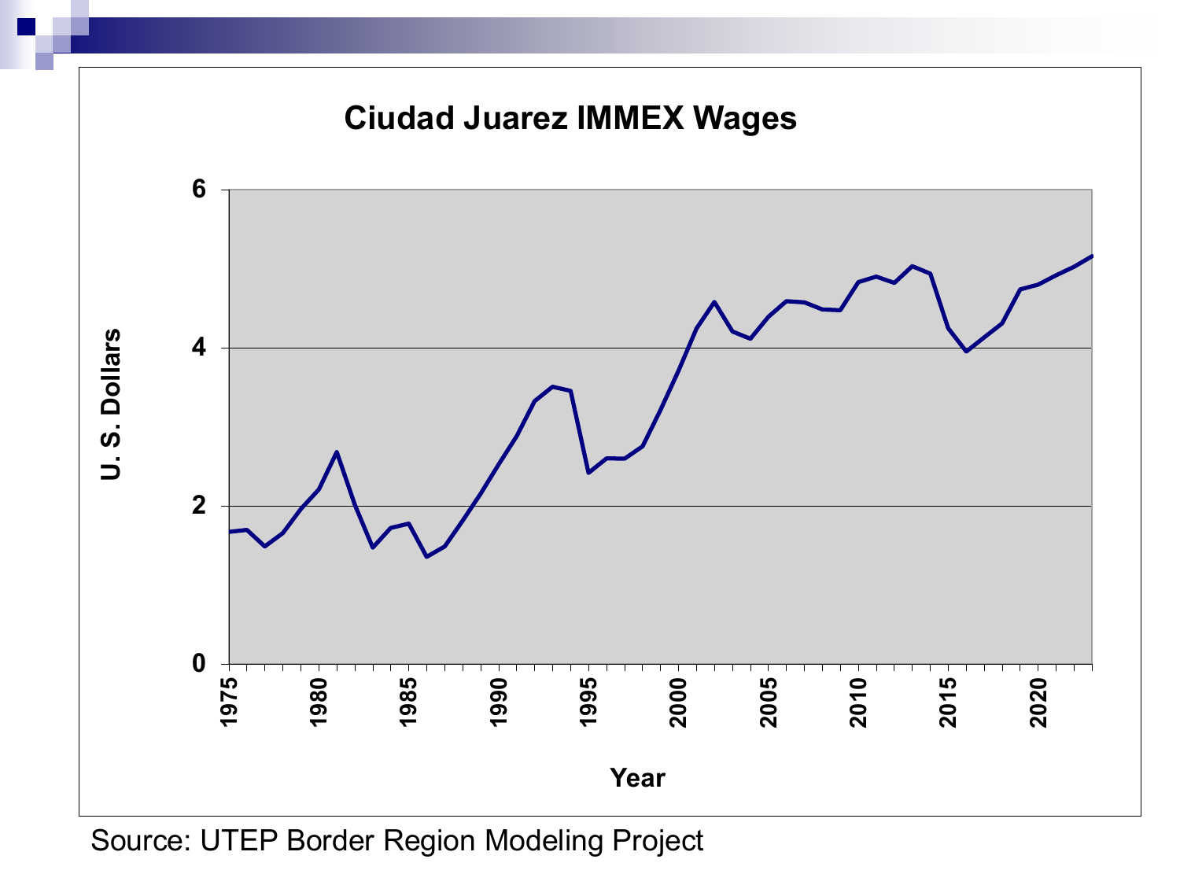## Ciudad Juarez IMMEX Wages

Source: UTEP Border Region Modeling Project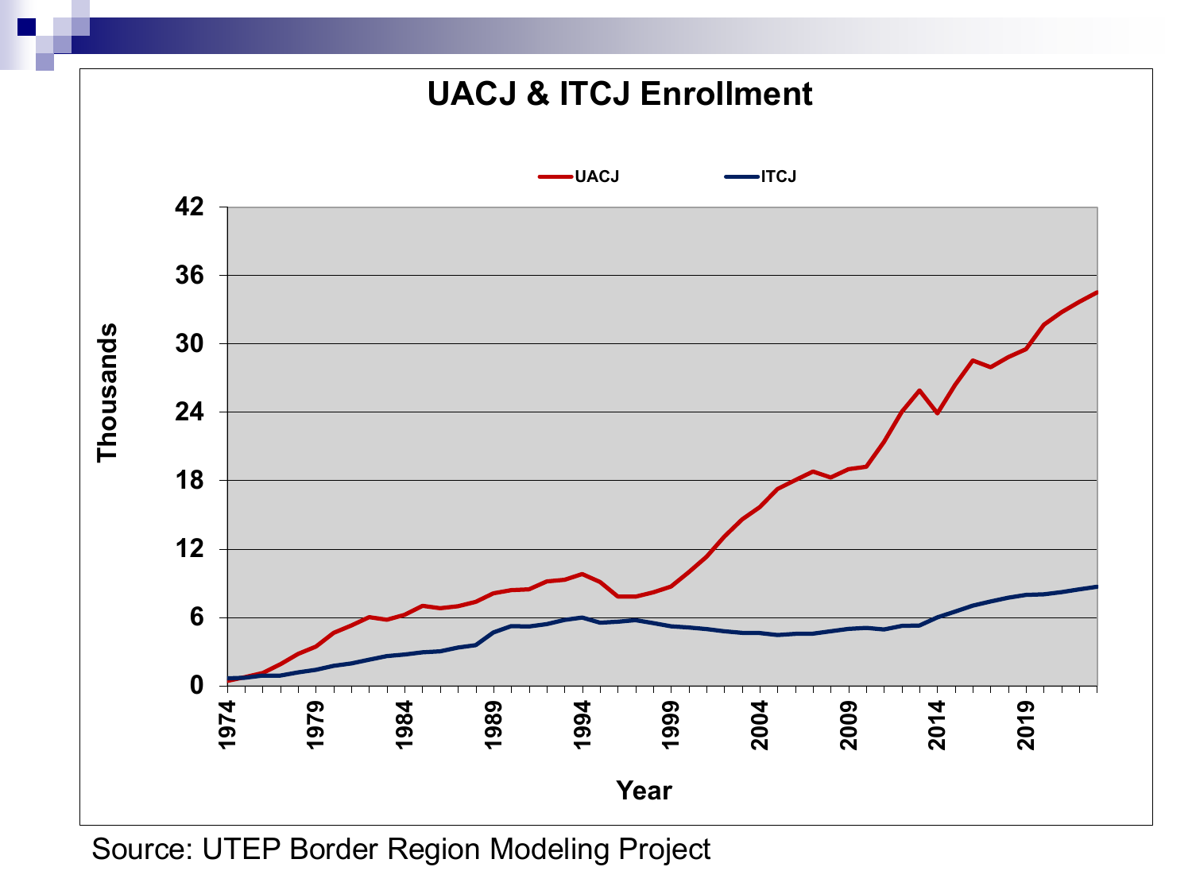# UACJ & ITCJ Enrollment

Legend: UACJ, ITCJ

Y-axis: Thousands (0, 6, 12, 18, 24, 30, 36, 42)

X-axis: Year (1974, 1979, 1984, 1989, 1994, 1999, 2004, 2009, 2014, 2019)

Source: UTEP Border Region Modeling Project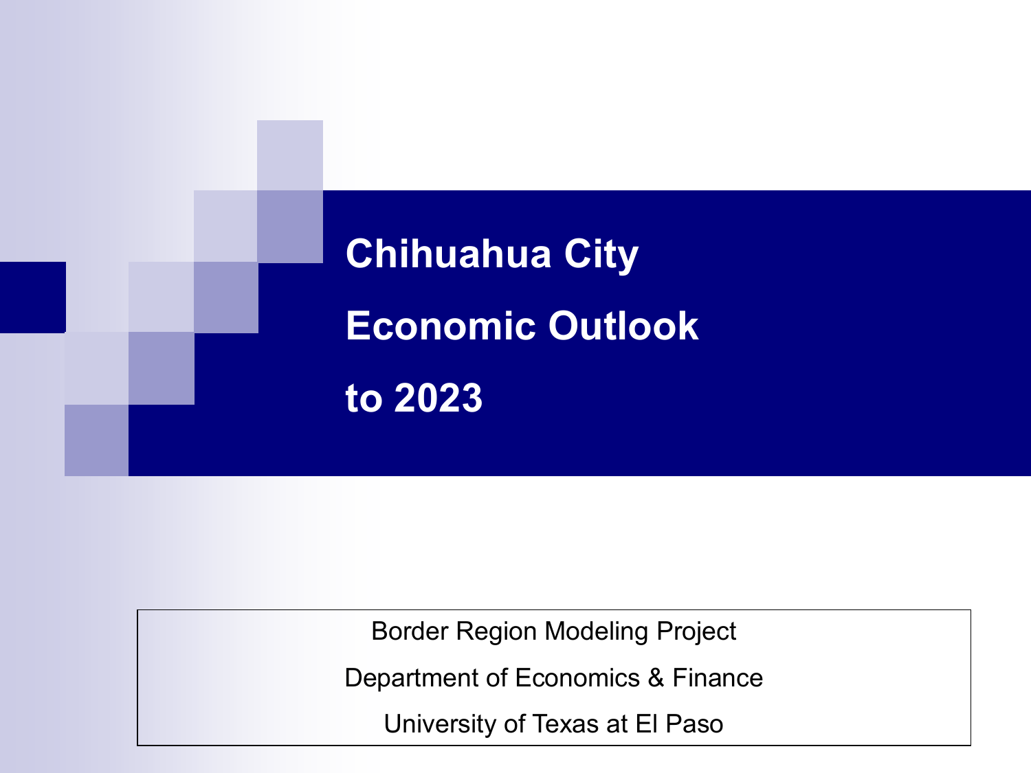# Chihuahua City Economic Outlook to 2023

Border Region Modeling Project

Department of Economics & Finance

University of Texas at El Paso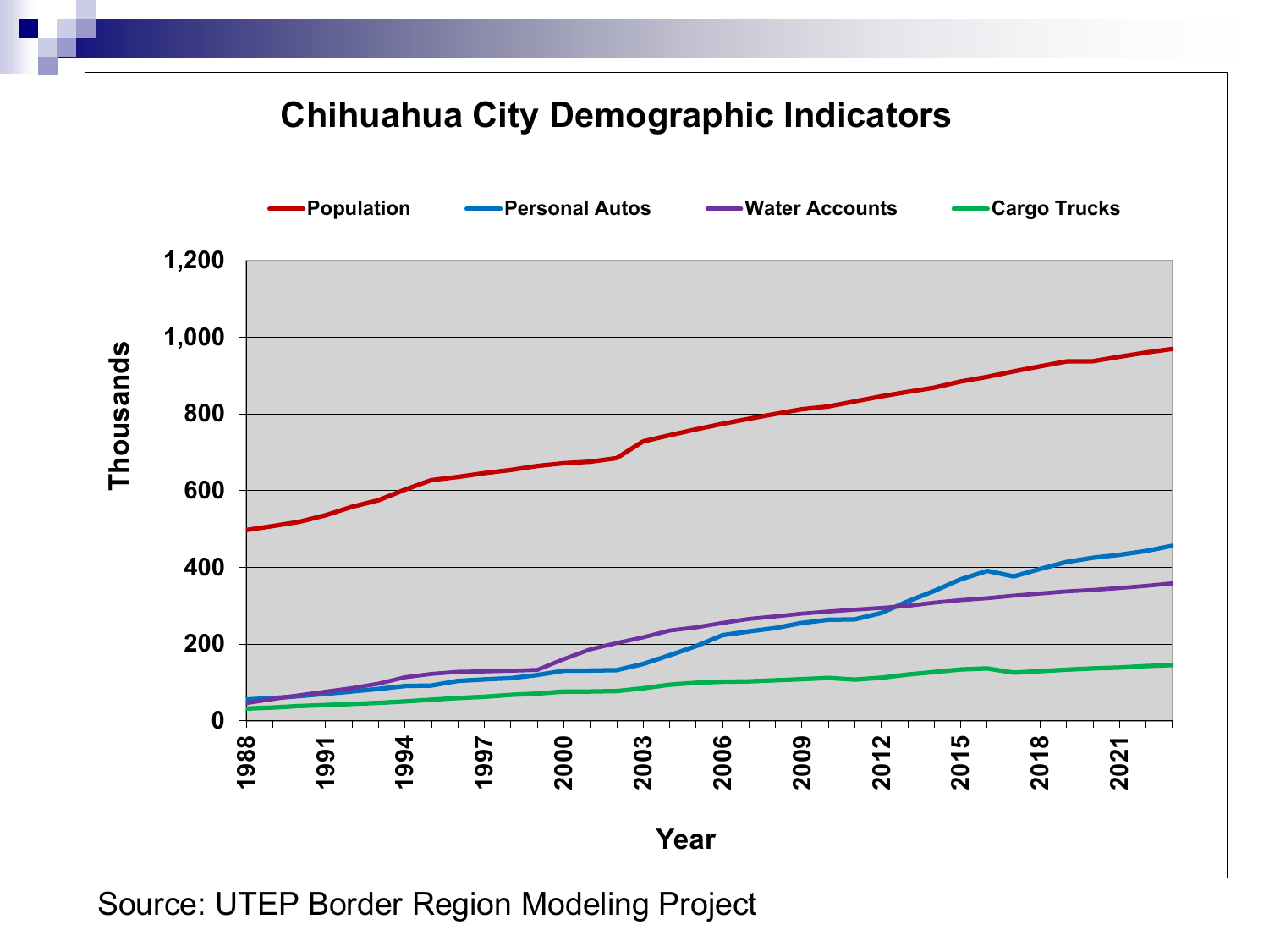# Chihuahua City Demographic Indicators

Population | Personal Autos | Water Accounts | Cargo Trucks

Thousands (0 – 1,200) vs. Year (1988 – 2021)

Source: UTEP Border Region Modeling Project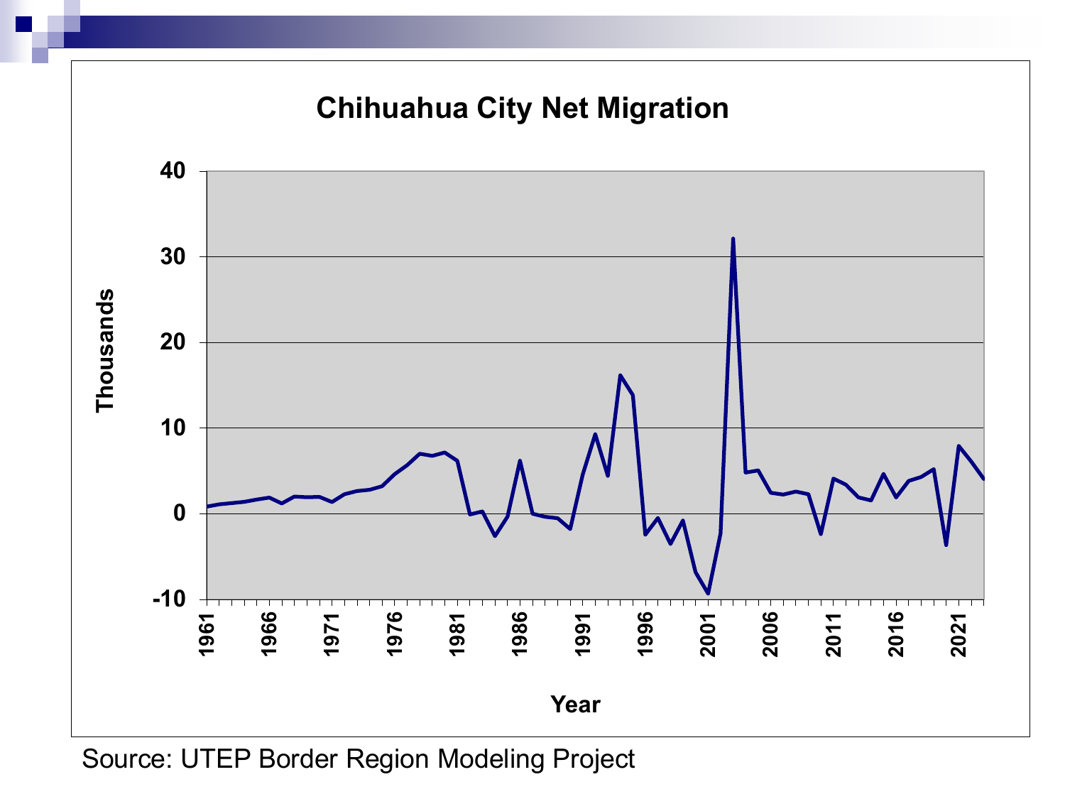# Chihuahua City Net Migration

Source: UTEP Border Region Modeling Project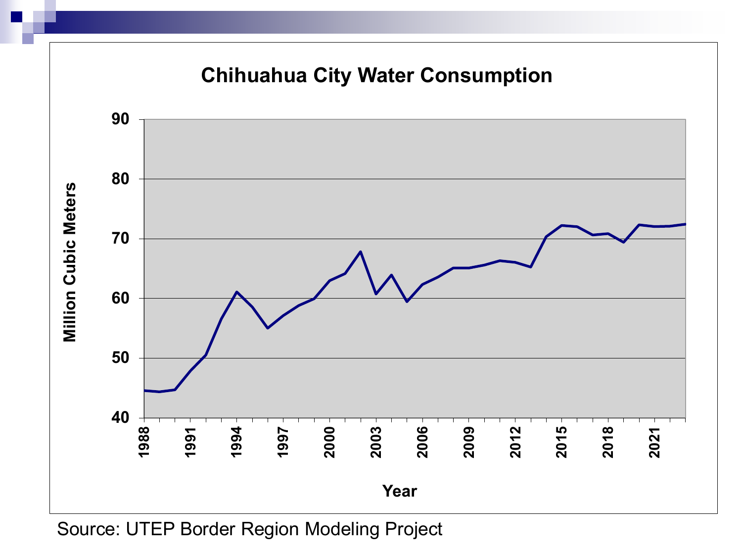# Chihuahua City Water Consumption

Million Cubic Meters

Year

Source: UTEP Border Region Modeling Project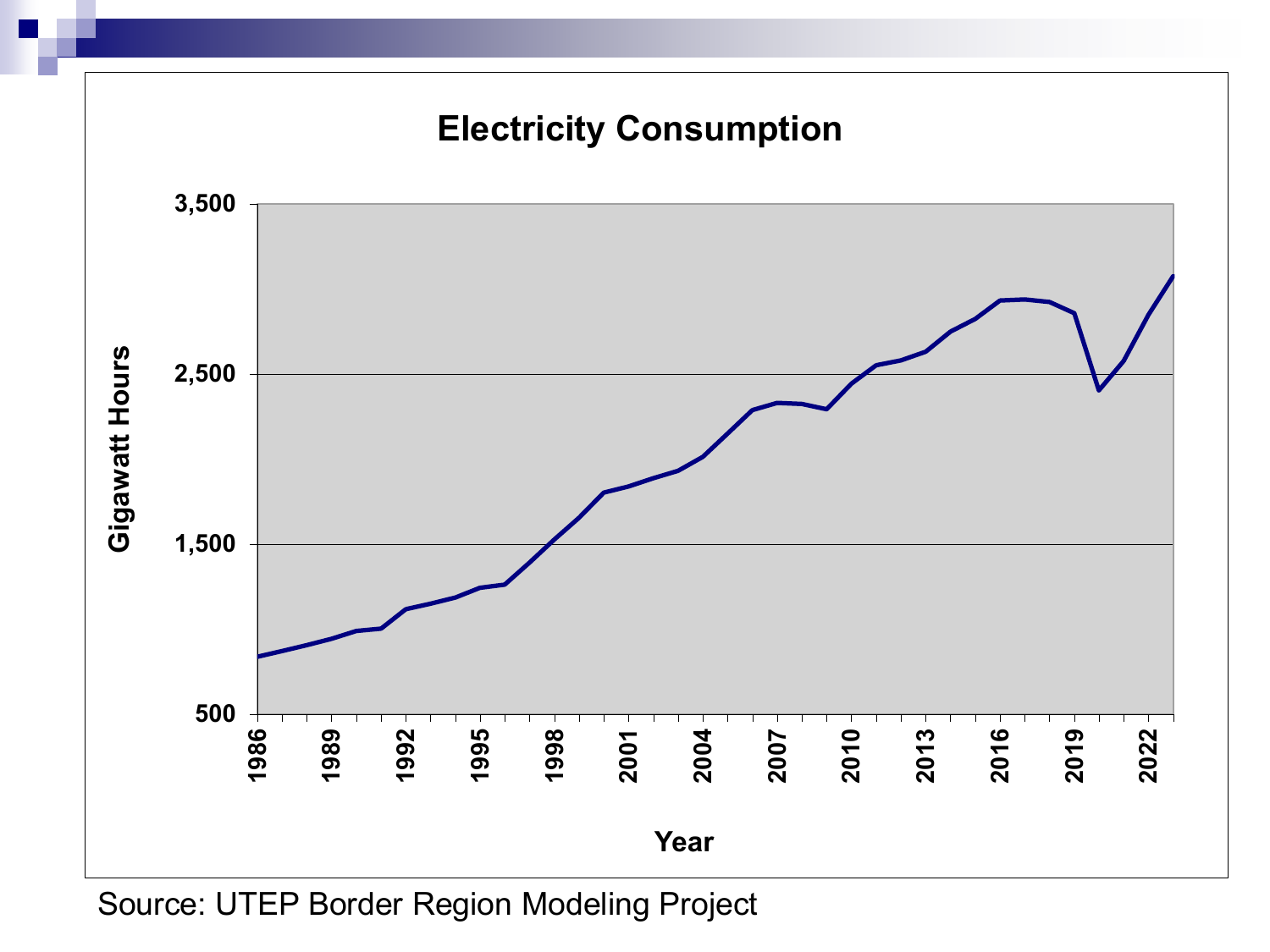# Electricity Consumption

Gigawatt Hours

3,500
2,500
1,500
500

1986 1989 1992 1995 1998 2001 2004 2007 2010 2013 2016 2019 2022

Year

Source: UTEP Border Region Modeling Project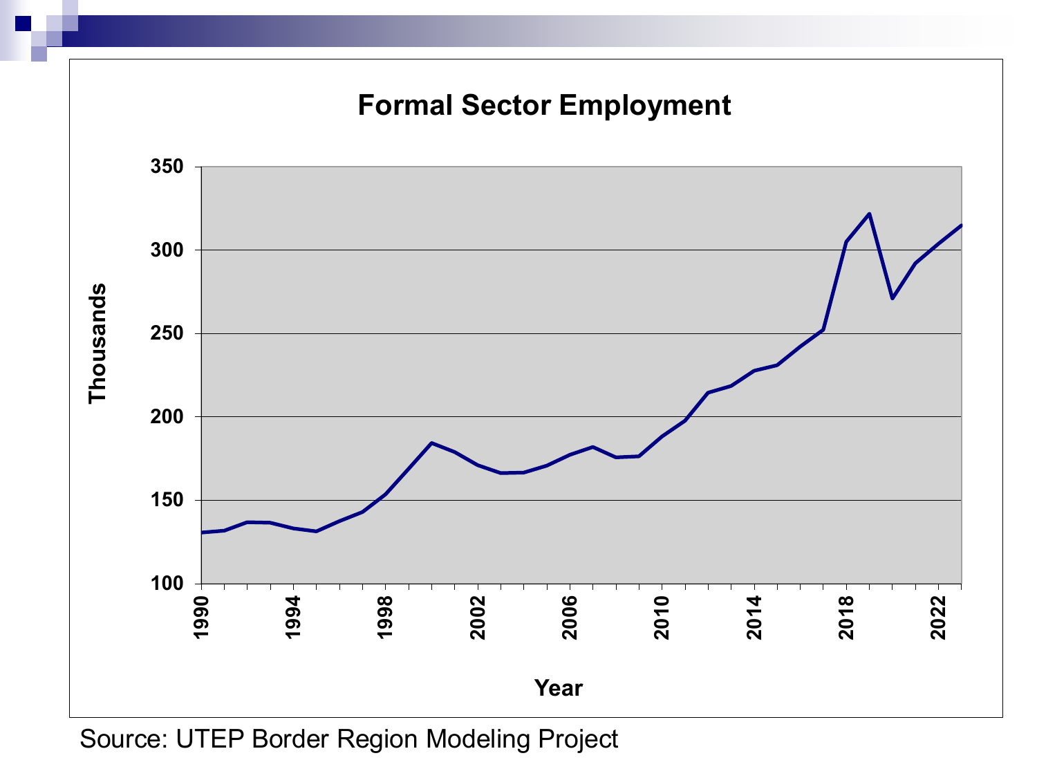# Formal Sector Employment

Source: UTEP Border Region Modeling Project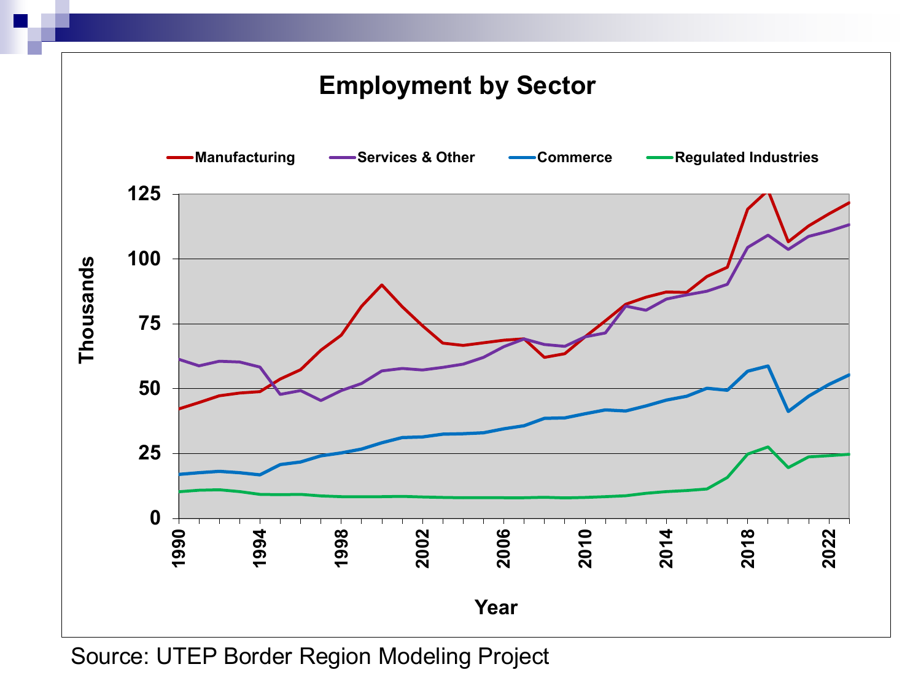# Employment by Sector

Manufacturing | Services & Other | Commerce | Regulated Industries

Thousands (0, 25, 50, 75, 100, 125)

Year (1990, 1994, 1998, 2002, 2006, 2010, 2014, 2018, 2022)

Source: UTEP Border Region Modeling Project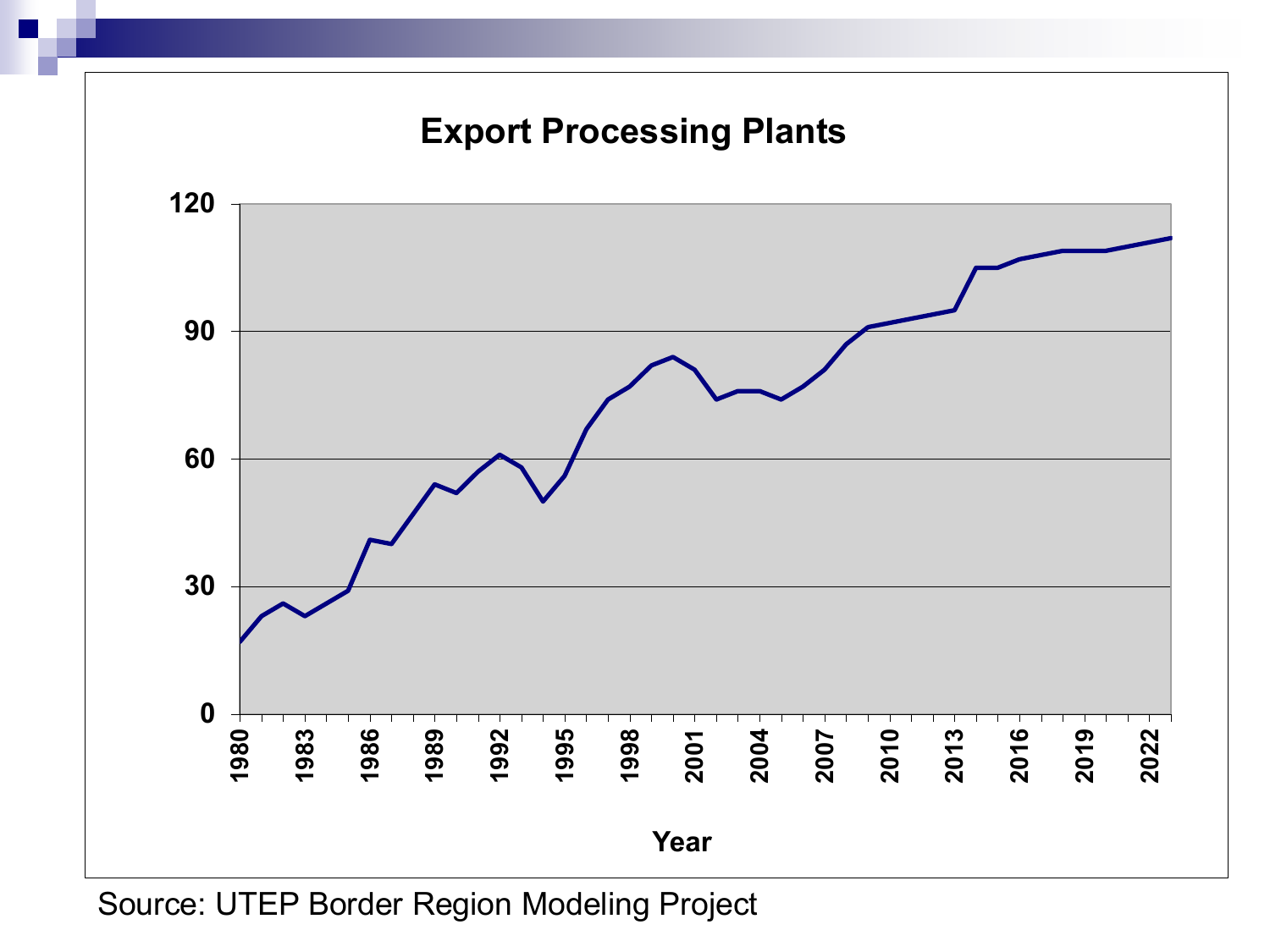## Export Processing Plants

| Axis | Values |
|---|---|
| Y-axis | 0, 30, 60, 90, 120 |
| X-axis (Year) | 1980, 1983, 1986, 1989, 1992, 1995, 1998, 2001, 2004, 2007, 2010, 2013, 2016, 2019, 2022 |

Source: UTEP Border Region Modeling Project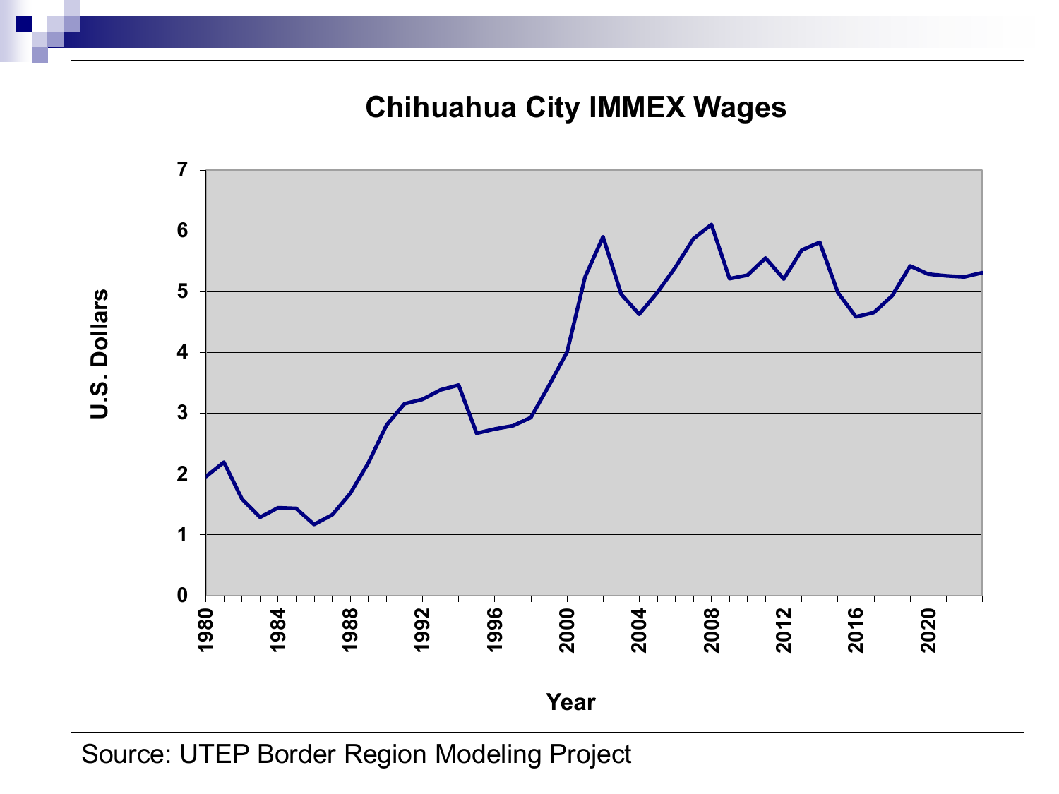# Chihuahua City IMMEX Wages

Source: UTEP Border Region Modeling Project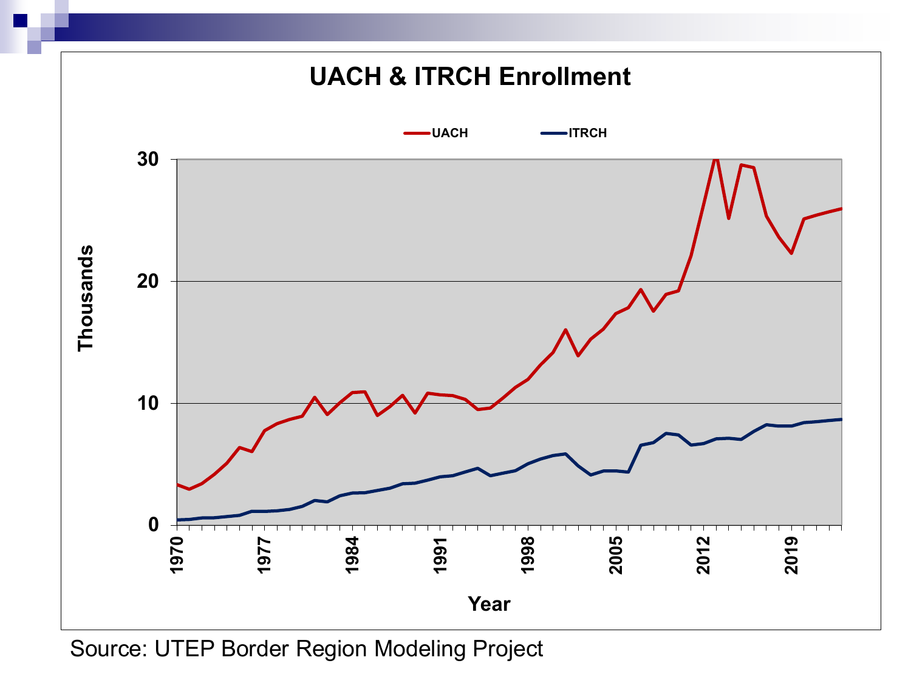# UACH & ITRCH Enrollment

UACH — ITRCH

Thousands

Year

Source: UTEP Border Region Modeling Project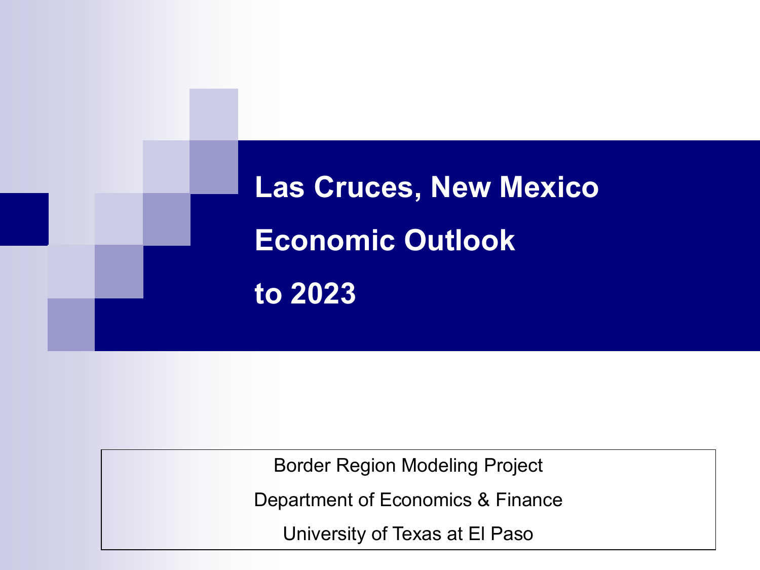# Las Cruces, New Mexico Economic Outlook to 2023

Border Region Modeling Project

Department of Economics & Finance

University of Texas at El Paso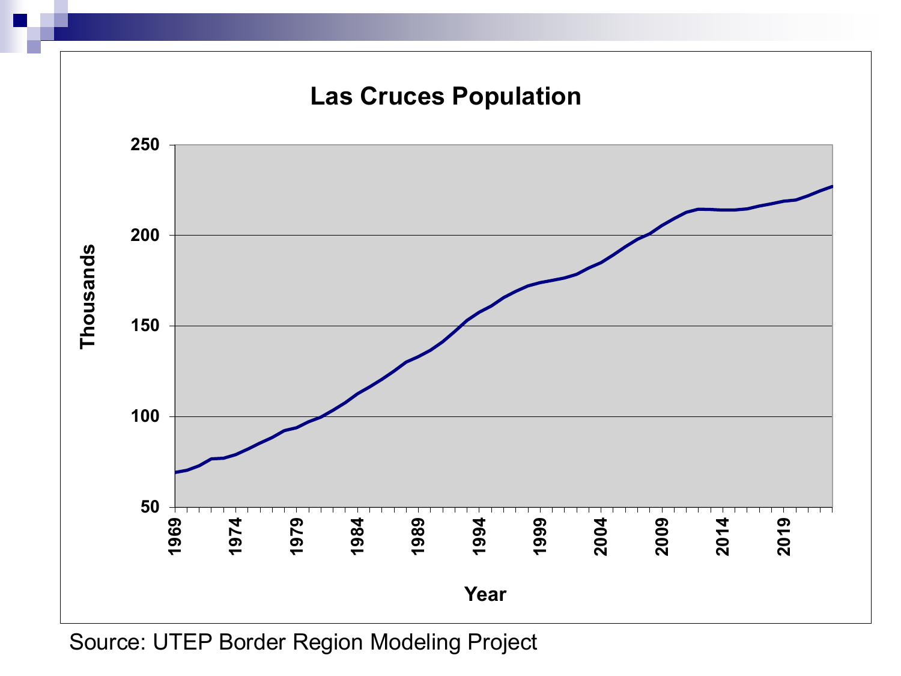# Las Cruces Population

Thousands

250
200
150
100
50

1969 1974 1979 1984 1989 1994 1999 2004 2009 2014 2019

Year

Source: UTEP Border Region Modeling Project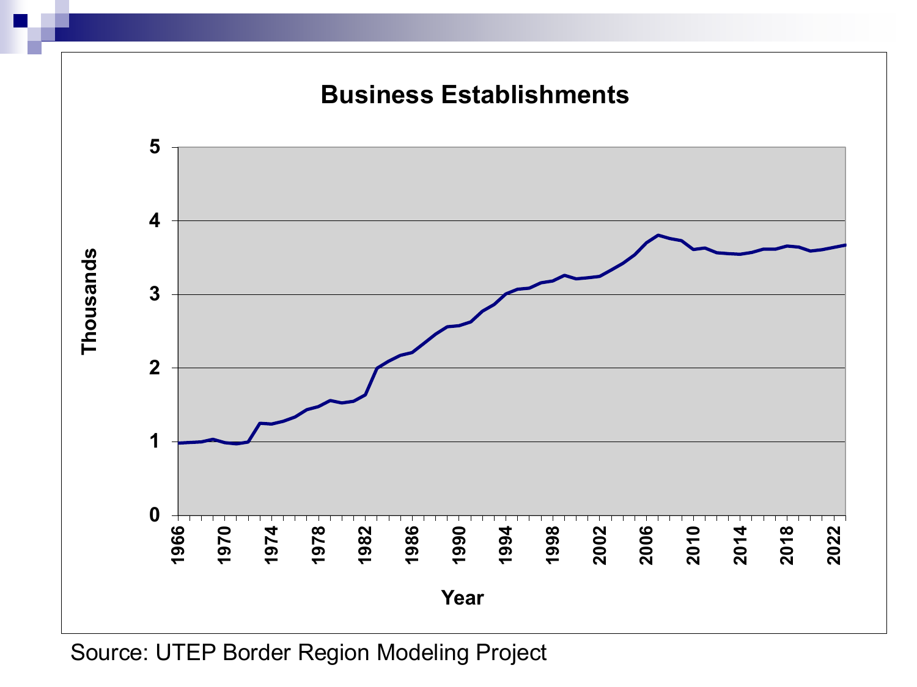# Business Establishments

Source: UTEP Border Region Modeling Project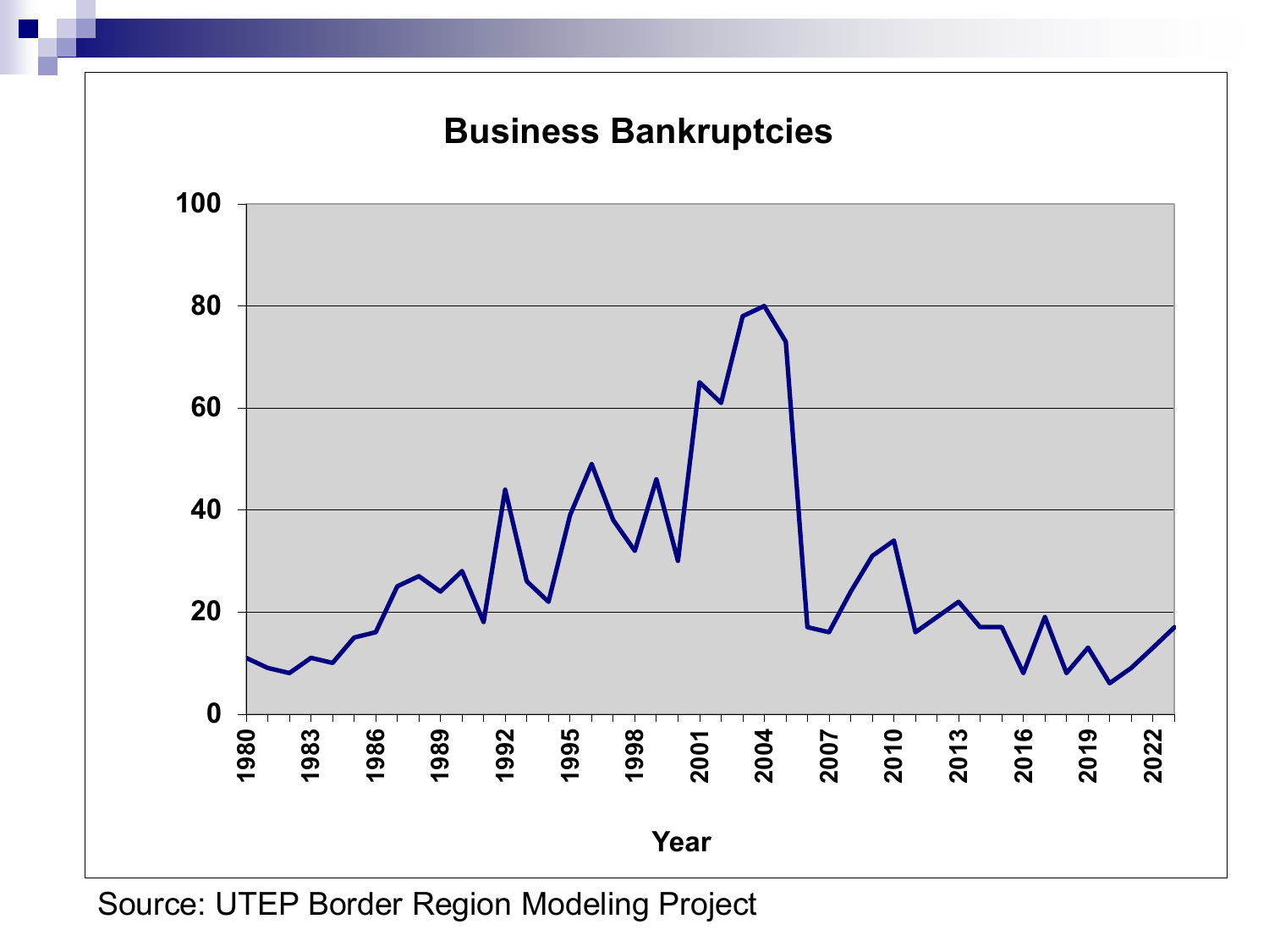## Business Bankruptcies

Source: UTEP Border Region Modeling Project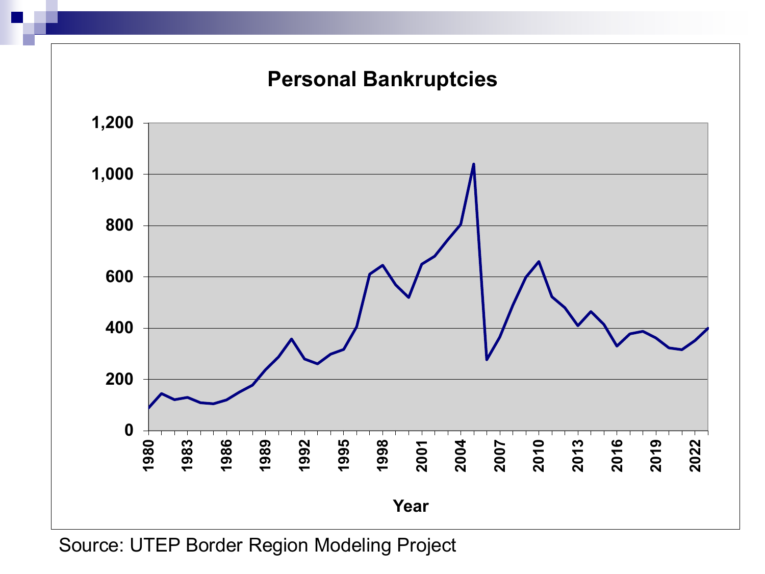# Personal Bankruptcies

Source: UTEP Border Region Modeling Project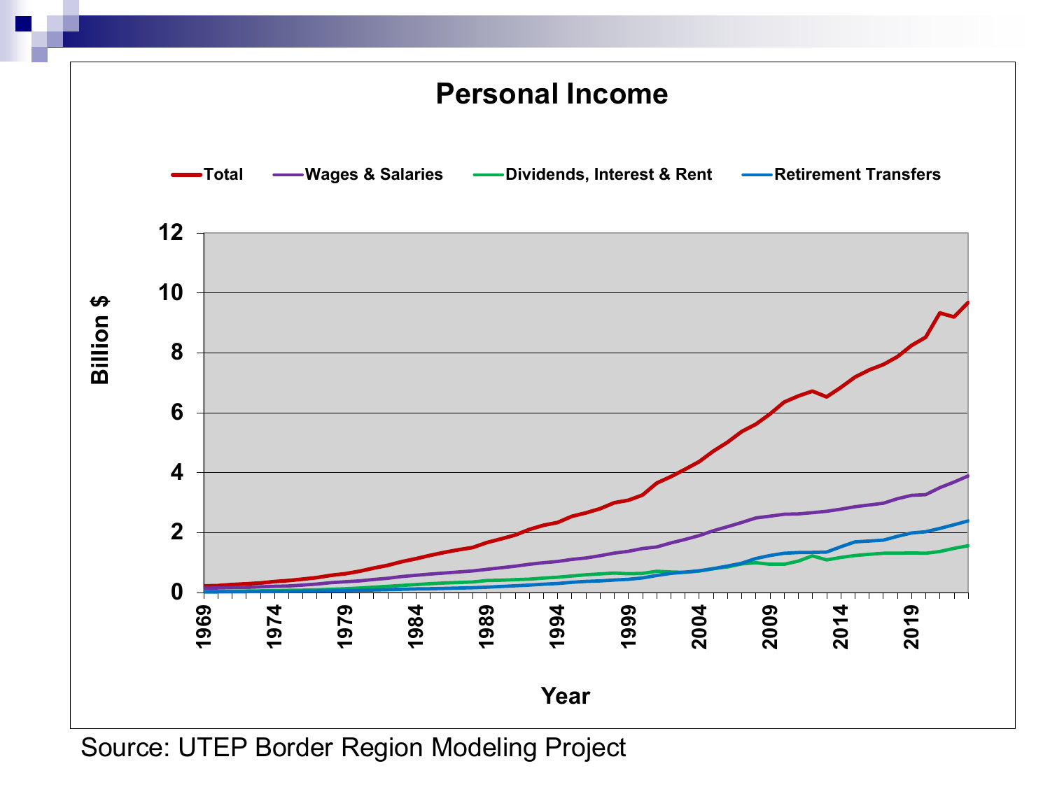# Personal Income

Total — Wages & Salaries — Dividends, Interest & Rent — Retirement Transfers

Billion $

Year

Source: UTEP Border Region Modeling Project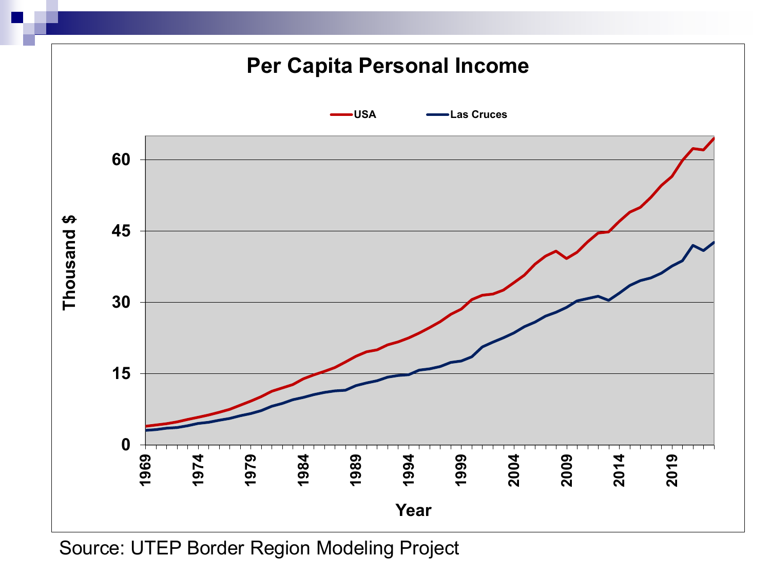# Per Capita Personal Income

Source: UTEP Border Region Modeling Project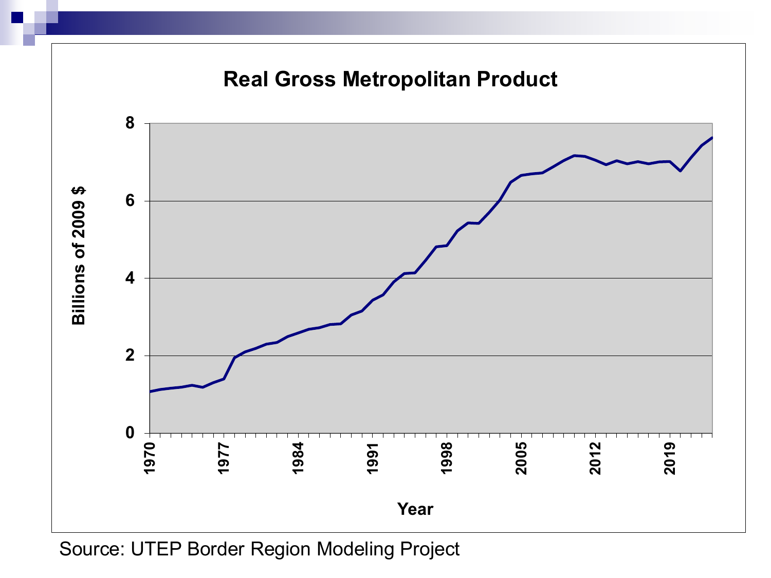## Real Gross Metropolitan Product

Billions of 2009 $

0, 2, 4, 6, 8

Year

1970, 1977, 1984, 1991, 1998, 2005, 2012, 2019

Source: UTEP Border Region Modeling Project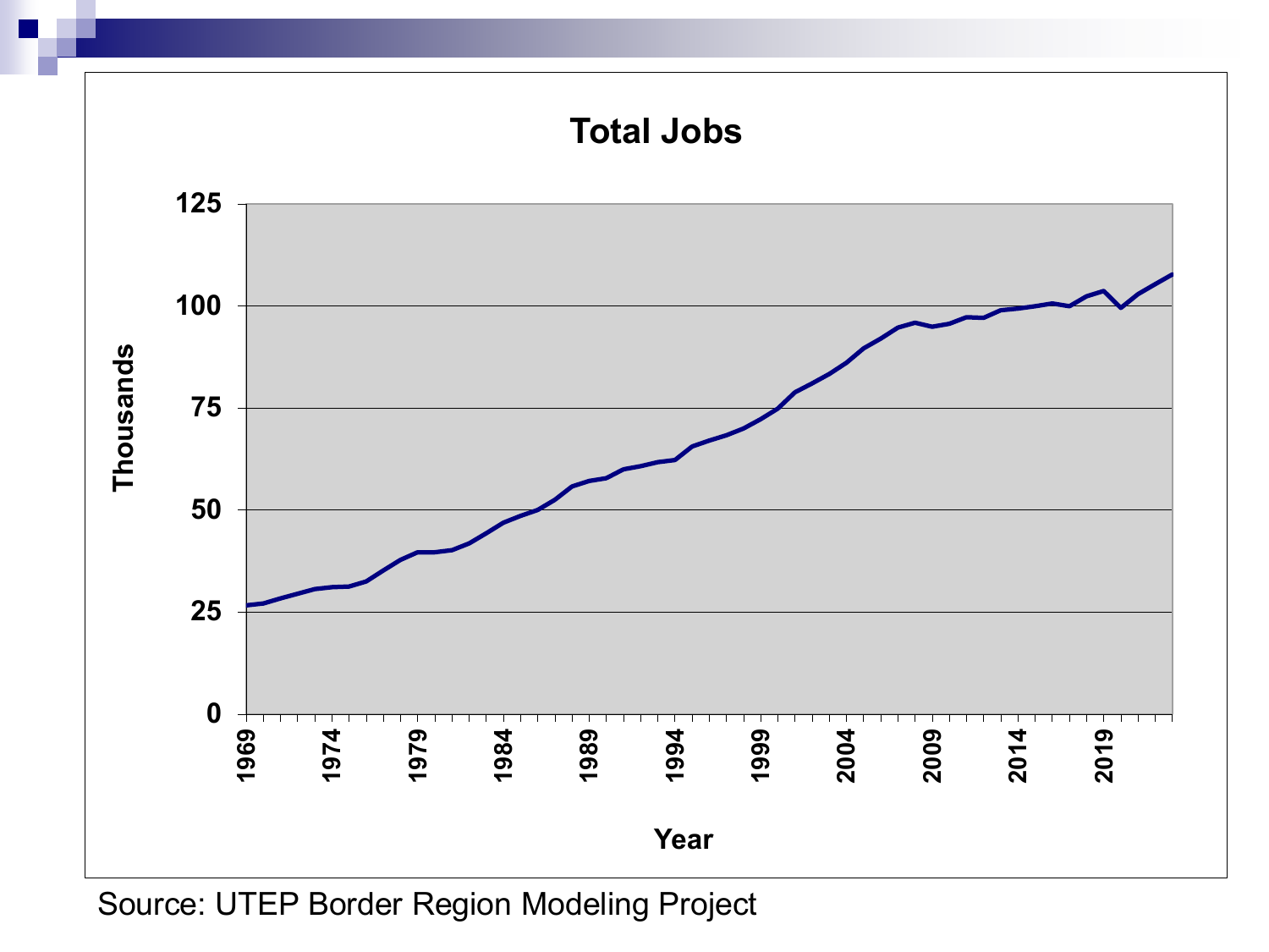## Total Jobs

Thousands

Year

Source: UTEP Border Region Modeling Project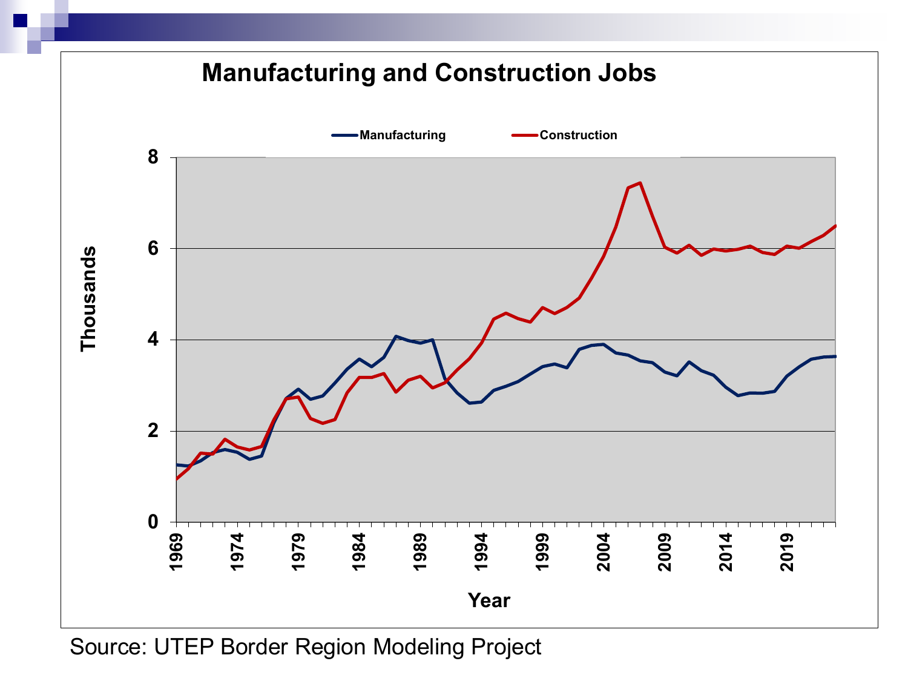## Manufacturing and Construction Jobs

Source: UTEP Border Region Modeling Project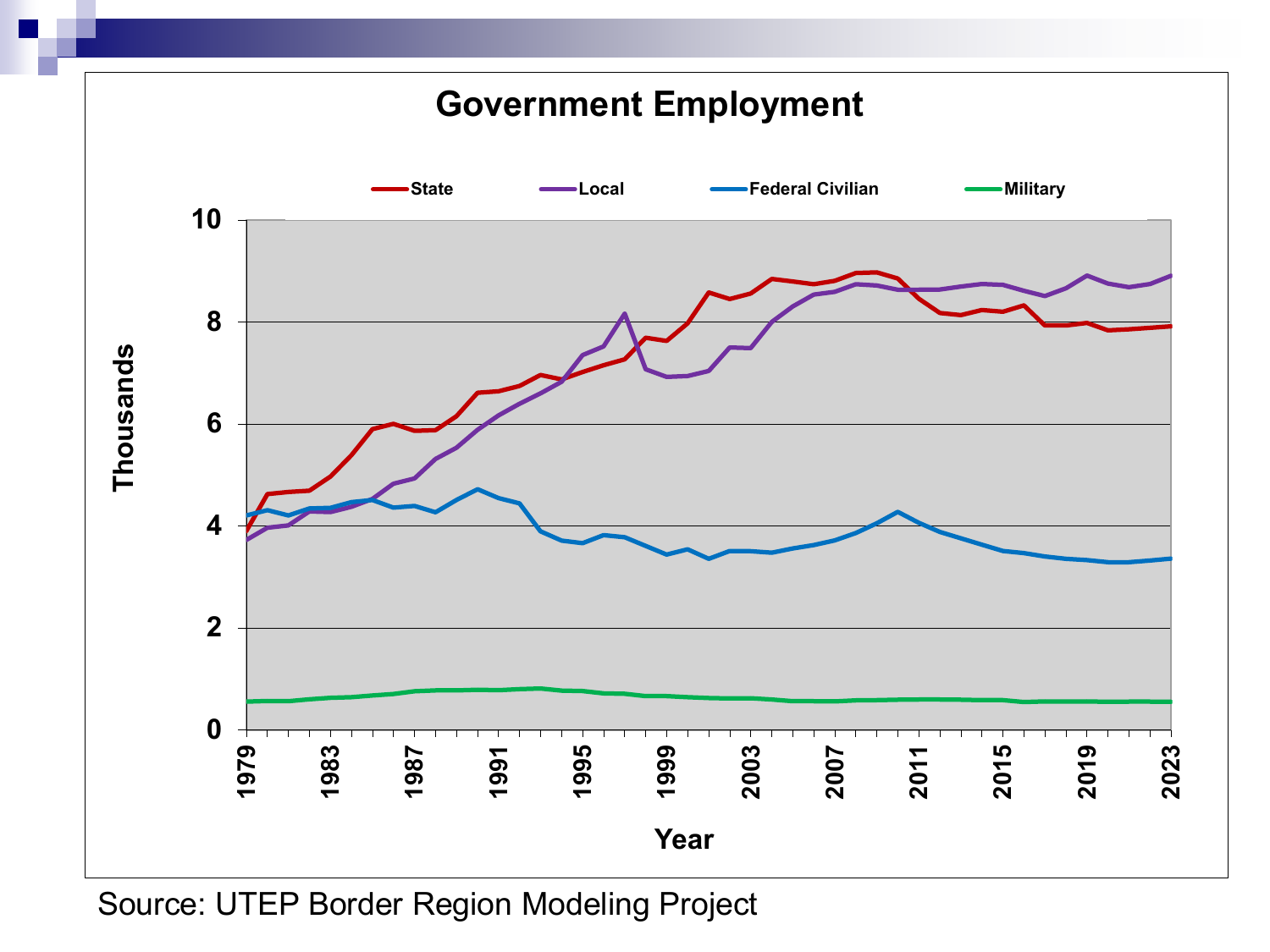# Government Employment

State | Local | Federal Civilian | Military

Thousands

Year

Source: UTEP Border Region Modeling Project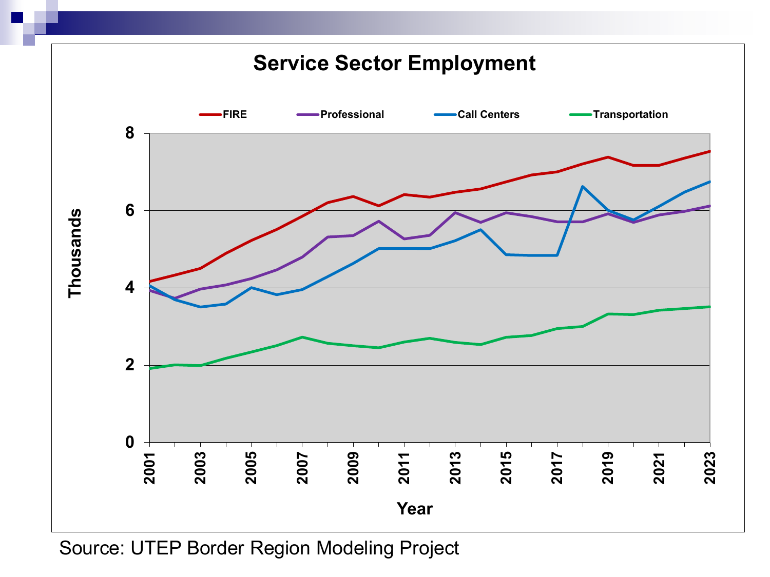## Service Sector Employment

FIRE | Professional | Call Centers | Transportation

Thousands: 0, 2, 4, 6, 8

Year: 2001, 2003, 2005, 2007, 2009, 2011, 2013, 2015, 2017, 2019, 2021, 2023

Source: UTEP Border Region Modeling Project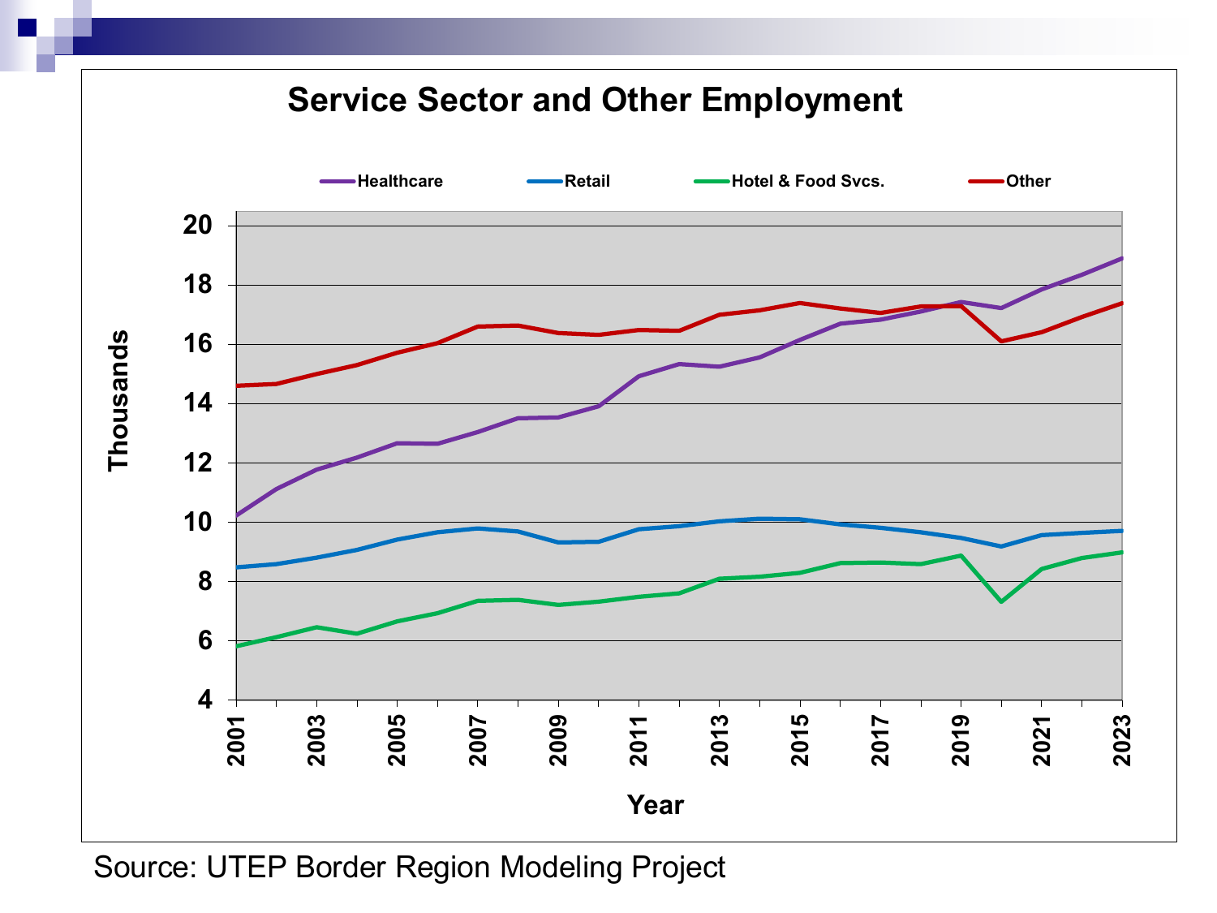## Service Sector and Other Employment

Healthcare | Retail | Hotel & Food Svcs. | Other

Thousands

Year

Source: UTEP Border Region Modeling Project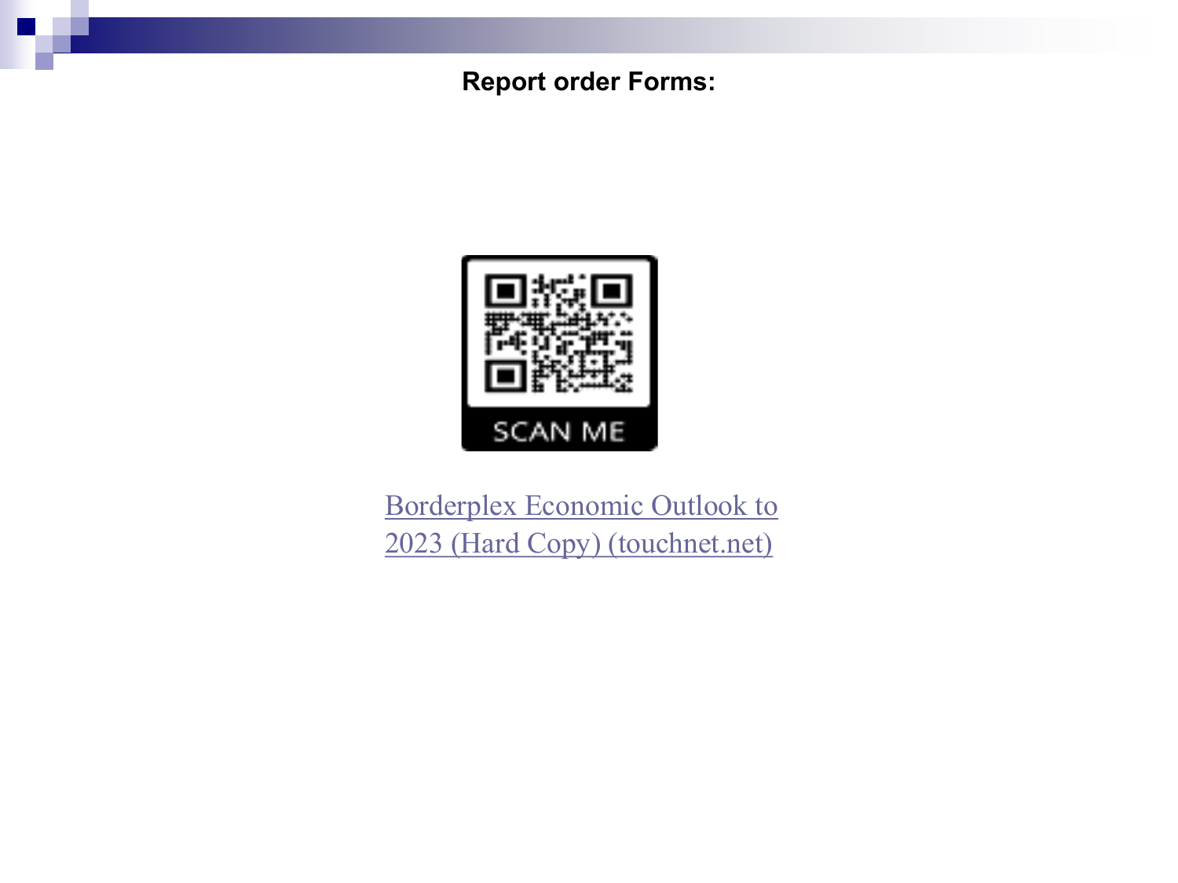**Report order Forms:**

SCAN ME

Borderplex Economic Outlook to 2023 (Hard Copy) (touchnet.net)